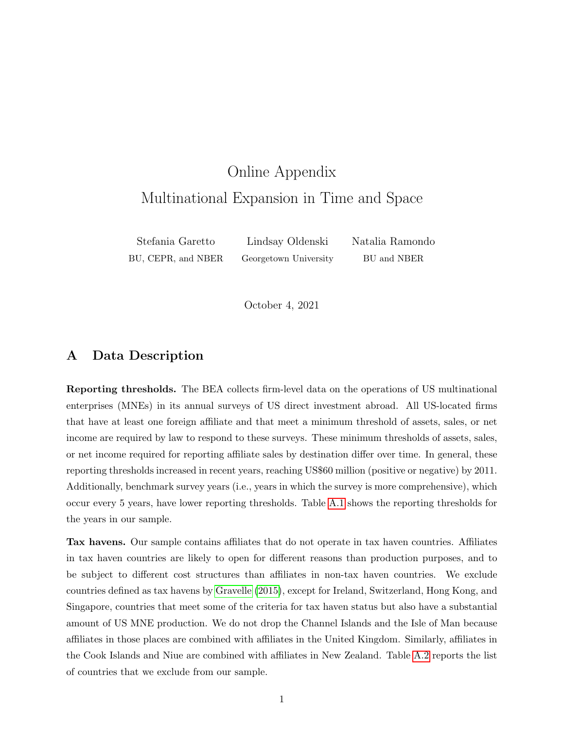# Online Appendix
# Multinational Expansion in Time and Space

Stefania Garetto — BU, CEPR, and NBER

Lindsay Oldenski — Georgetown University

Natalia Ramondo — BU and NBER

October 4, 2021

## A Data Description

**Reporting thresholds.** The BEA collects firm-level data on the operations of US multinational enterprises (MNEs) in its annual surveys of US direct investment abroad. All US-located firms that have at least one foreign affiliate and that meet a minimum threshold of assets, sales, or net income are required by law to respond to these surveys. These minimum thresholds of assets, sales, or net income required for reporting affiliate sales by destination differ over time. In general, these reporting thresholds increased in recent years, reaching US$60 million (positive or negative) by 2011. Additionally, benchmark survey years (i.e., years in which the survey is more comprehensive), which occur every 5 years, have lower reporting thresholds. Table A.1 shows the reporting thresholds for the years in our sample.

**Tax havens.** Our sample contains affiliates that do not operate in tax haven countries. Affiliates in tax haven countries are likely to open for different reasons than production purposes, and to be subject to different cost structures than affiliates in non-tax haven countries. We exclude countries defined as tax havens by Gravelle (2015), except for Ireland, Switzerland, Hong Kong, and Singapore, countries that meet some of the criteria for tax haven status but also have a substantial amount of US MNE production. We do not drop the Channel Islands and the Isle of Man because affiliates in those places are combined with affiliates in the United Kingdom. Similarly, affiliates in the Cook Islands and Niue are combined with affiliates in New Zealand. Table A.2 reports the list of countries that we exclude from our sample.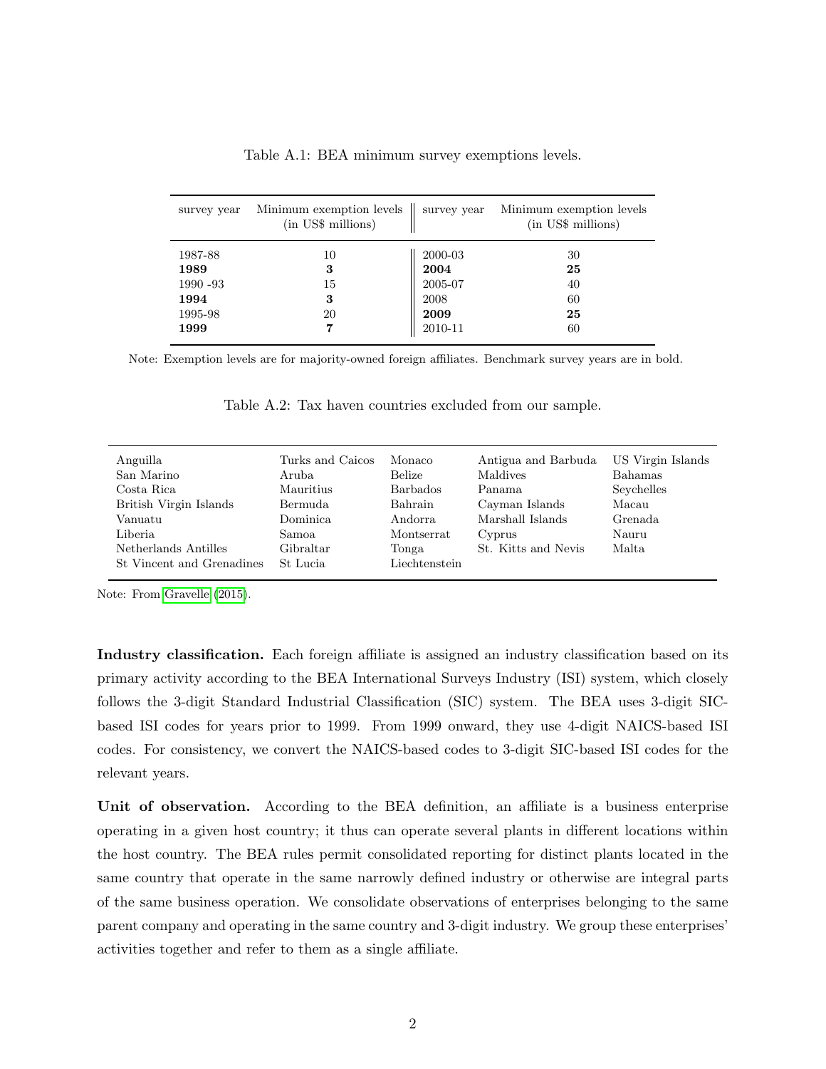Table A.1: BEA minimum survey exemptions levels.

| survey year | Minimum exemption levels (in US$ millions) | survey year | Minimum exemption levels (in US$ millions) |
|---|---|---|---|
| 1987-88 | 10 | 2000-03 | 30 |
| **1989** | **3** | **2004** | **25** |
| 1990 -93 | 15 | 2005-07 | 40 |
| **1994** | **3** | 2008 | 60 |
| 1995-98 | 20 | **2009** | **25** |
| **1999** | **7** | 2010-11 | 60 |

Note: Exemption levels are for majority-owned foreign affiliates. Benchmark survey years are in bold.

Table A.2: Tax haven countries excluded from our sample.

| | | | | |
|---|---|---|---|---|
| Anguilla | Turks and Caicos | Monaco | Antigua and Barbuda | US Virgin Islands |
| San Marino | Aruba | Belize | Maldives | Bahamas |
| Costa Rica | Mauritius | Barbados | Panama | Seychelles |
| British Virgin Islands | Bermuda | Bahrain | Cayman Islands | Macau |
| Vanuatu | Dominica | Andorra | Marshall Islands | Grenada |
| Liberia | Samoa | Montserrat | Cyprus | Nauru |
| Netherlands Antilles | Gibraltar | Tonga | St. Kitts and Nevis | Malta |
| St Vincent and Grenadines | St Lucia | Liechtenstein | | |

Note: From Gravelle (2015).

**Industry classification.** Each foreign affiliate is assigned an industry classification based on its primary activity according to the BEA International Surveys Industry (ISI) system, which closely follows the 3-digit Standard Industrial Classification (SIC) system. The BEA uses 3-digit SIC-based ISI codes for years prior to 1999. From 1999 onward, they use 4-digit NAICS-based ISI codes. For consistency, we convert the NAICS-based codes to 3-digit SIC-based ISI codes for the relevant years.

**Unit of observation.** According to the BEA definition, an affiliate is a business enterprise operating in a given host country; it thus can operate several plants in different locations within the host country. The BEA rules permit consolidated reporting for distinct plants located in the same country that operate in the same narrowly defined industry or otherwise are integral parts of the same business operation. We consolidate observations of enterprises belonging to the same parent company and operating in the same country and 3-digit industry. We group these enterprises' activities together and refer to them as a single affiliate.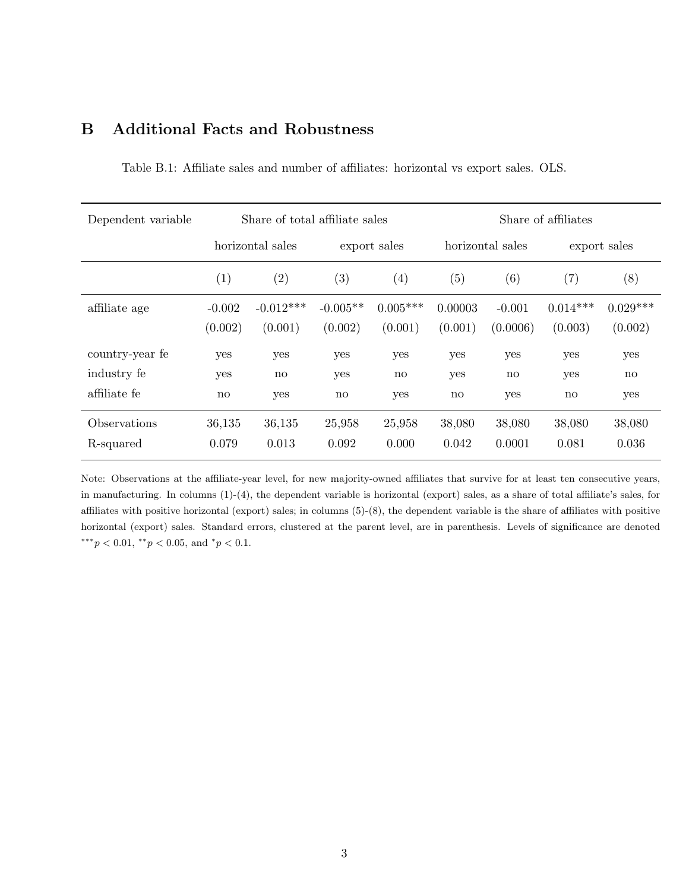## B Additional Facts and Robustness

Table B.1: Affiliate sales and number of affiliates: horizontal vs export sales. OLS.

| Dependent variable | Share of total affiliate sales | | | | Share of affiliates | | | |
|---|---|---|---|---|---|---|---|---|
| | horizontal sales | | export sales | | horizontal sales | | export sales | |
| | (1) | (2) | (3) | (4) | (5) | (6) | (7) | (8) |
| affiliate age | -0.002 | -0.012*** | -0.005** | 0.005*** | 0.00003 | -0.001 | 0.014*** | 0.029*** |
| | (0.002) | (0.001) | (0.002) | (0.001) | (0.001) | (0.0006) | (0.003) | (0.002) |
| country-year fe | yes | yes | yes | yes | yes | yes | yes | yes |
| industry fe | yes | no | yes | no | yes | no | yes | no |
| affiliate fe | no | yes | no | yes | no | yes | no | yes |
| Observations | 36,135 | 36,135 | 25,958 | 25,958 | 38,080 | 38,080 | 38,080 | 38,080 |
| R-squared | 0.079 | 0.013 | 0.092 | 0.000 | 0.042 | 0.0001 | 0.081 | 0.036 |

Note: Observations at the affiliate-year level, for new majority-owned affiliates that survive for at least ten consecutive years, in manufacturing. In columns (1)-(4), the dependent variable is horizontal (export) sales, as a share of total affiliate's sales, for affiliates with positive horizontal (export) sales; in columns (5)-(8), the dependent variable is the share of affiliates with positive horizontal (export) sales. Standard errors, clustered at the parent level, are in parenthesis. Levels of significance are denoted $^{***}p < 0.01$, $^{**}p < 0.05$, and $^{*}p < 0.1$.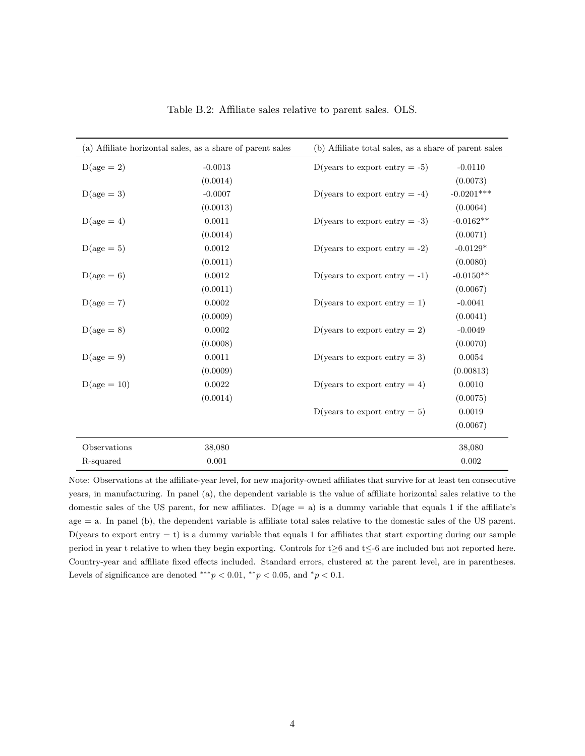Table B.2: Affiliate sales relative to parent sales. OLS.

| (a) Affiliate horizontal sales, as a share of parent sales | | (b) Affiliate total sales, as a share of parent sales | |
|---|---|---|---|
| D(age = 2) | -0.0013 | D(years to export entry = -5) | -0.0110 |
| | (0.0014) | | (0.0073) |
| D(age = 3) | -0.0007 | D(years to export entry = -4) | -0.0201*** |
| | (0.0013) | | (0.0064) |
| D(age = 4) | 0.0011 | D(years to export entry = -3) | -0.0162** |
| | (0.0014) | | (0.0071) |
| D(age = 5) | 0.0012 | D(years to export entry = -2) | -0.0129* |
| | (0.0011) | | (0.0080) |
| D(age = 6) | 0.0012 | D(years to export entry = -1) | -0.0150** |
| | (0.0011) | | (0.0067) |
| D(age = 7) | 0.0002 | D(years to export entry = 1) | -0.0041 |
| | (0.0009) | | (0.0041) |
| D(age = 8) | 0.0002 | D(years to export entry = 2) | -0.0049 |
| | (0.0008) | | (0.0070) |
| D(age = 9) | 0.0011 | D(years to export entry = 3) | 0.0054 |
| | (0.0009) | | (0.00813) |
| D(age = 10) | 0.0022 | D(years to export entry = 4) | 0.0010 |
| | (0.0014) | | (0.0075) |
| | | D(years to export entry = 5) | 0.0019 |
| | | | (0.0067) |
| Observations | 38,080 | | 38,080 |
| R-squared | 0.001 | | 0.002 |

Note: Observations at the affiliate-year level, for new majority-owned affiliates that survive for at least ten consecutive years, in manufacturing. In panel (a), the dependent variable is the value of affiliate horizontal sales relative to the domestic sales of the US parent, for new affiliates. D(age = a) is a dummy variable that equals 1 if the affiliate's age = a. In panel (b), the dependent variable is affiliate total sales relative to the domestic sales of the US parent. D(years to export entry = t) is a dummy variable that equals 1 for affiliates that start exporting during our sample period in year t relative to when they begin exporting. Controls for t≥6 and t≤-6 are included but not reported here. Country-year and affiliate fixed effects included. Standard errors, clustered at the parent level, are in parentheses. Levels of significance are denoted $^{***}p < 0.01$, $^{**}p < 0.05$, and $^{*}p < 0.1$.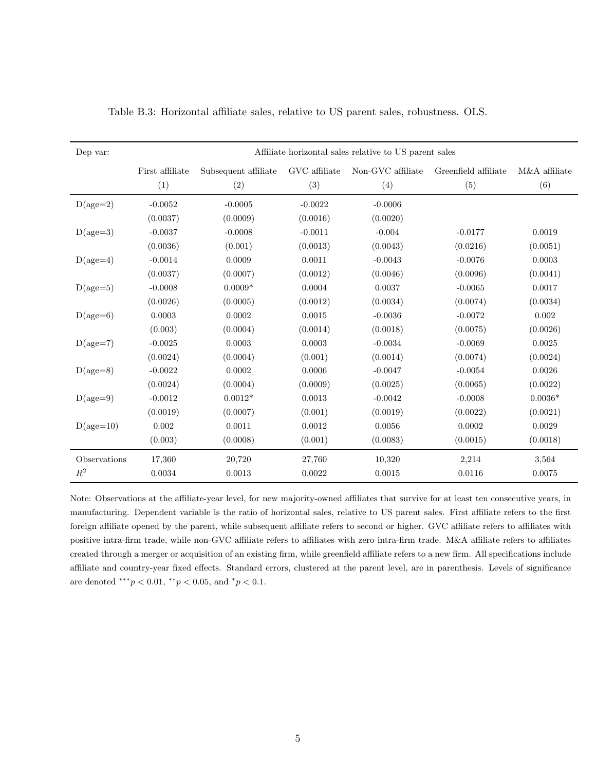Table B.3: Horizontal affiliate sales, relative to US parent sales, robustness. OLS.

| Dep var: | Affiliate horizontal sales relative to US parent sales | | | | | |
|---|---|---|---|---|---|---|
| | First affiliate | Subsequent affiliate | GVC affiliate | Non-GVC affiliate | Greenfield affiliate | M&A affiliate |
| | (1) | (2) | (3) | (4) | (5) | (6) |
| D(age=2) | -0.0052 | -0.0005 | -0.0022 | -0.0006 | | |
| | (0.0037) | (0.0009) | (0.0016) | (0.0020) | | |
| D(age=3) | -0.0037 | -0.0008 | -0.0011 | -0.004 | -0.0177 | 0.0019 |
| | (0.0036) | (0.001) | (0.0013) | (0.0043) | (0.0216) | (0.0051) |
| D(age=4) | -0.0014 | 0.0009 | 0.0011 | -0.0043 | -0.0076 | 0.0003 |
| | (0.0037) | (0.0007) | (0.0012) | (0.0046) | (0.0096) | (0.0041) |
| D(age=5) | -0.0008 | 0.0009* | 0.0004 | 0.0037 | -0.0065 | 0.0017 |
| | (0.0026) | (0.0005) | (0.0012) | (0.0034) | (0.0074) | (0.0034) |
| D(age=6) | 0.0003 | 0.0002 | 0.0015 | -0.0036 | -0.0072 | 0.002 |
| | (0.003) | (0.0004) | (0.0014) | (0.0018) | (0.0075) | (0.0026) |
| D(age=7) | -0.0025 | 0.0003 | 0.0003 | -0.0034 | -0.0069 | 0.0025 |
| | (0.0024) | (0.0004) | (0.001) | (0.0014) | (0.0074) | (0.0024) |
| D(age=8) | -0.0022 | 0.0002 | 0.0006 | -0.0047 | -0.0054 | 0.0026 |
| | (0.0024) | (0.0004) | (0.0009) | (0.0025) | (0.0065) | (0.0022) |
| D(age=9) | -0.0012 | 0.0012* | 0.0013 | -0.0042 | -0.0008 | 0.0036* |
| | (0.0019) | (0.0007) | (0.001) | (0.0019) | (0.0022) | (0.0021) |
| D(age=10) | 0.002 | 0.0011 | 0.0012 | 0.0056 | 0.0002 | 0.0029 |
| | (0.003) | (0.0008) | (0.001) | (0.0083) | (0.0015) | (0.0018) |
| Observations | 17,360 | 20,720 | 27,760 | 10,320 | 2,214 | 3,564 |
| $R^2$ | 0.0034 | 0.0013 | 0.0022 | 0.0015 | 0.0116 | 0.0075 |

Note: Observations at the affiliate-year level, for new majority-owned affiliates that survive for at least ten consecutive years, in manufacturing. Dependent variable is the ratio of horizontal sales, relative to US parent sales. First affiliate refers to the first foreign affiliate opened by the parent, while subsequent affiliate refers to second or higher. GVC affiliate refers to affiliates with positive intra-firm trade, while non-GVC affiliate refers to affiliates with zero intra-firm trade. M&A affiliate refers to affiliates created through a merger or acquisition of an existing firm, while greenfield affiliate refers to a new firm. All specifications include affiliate and country-year fixed effects. Standard errors, clustered at the parent level, are in parenthesis. Levels of significance are denoted $^{***}p < 0.01$, $^{**}p < 0.05$, and $^{*}p < 0.1$.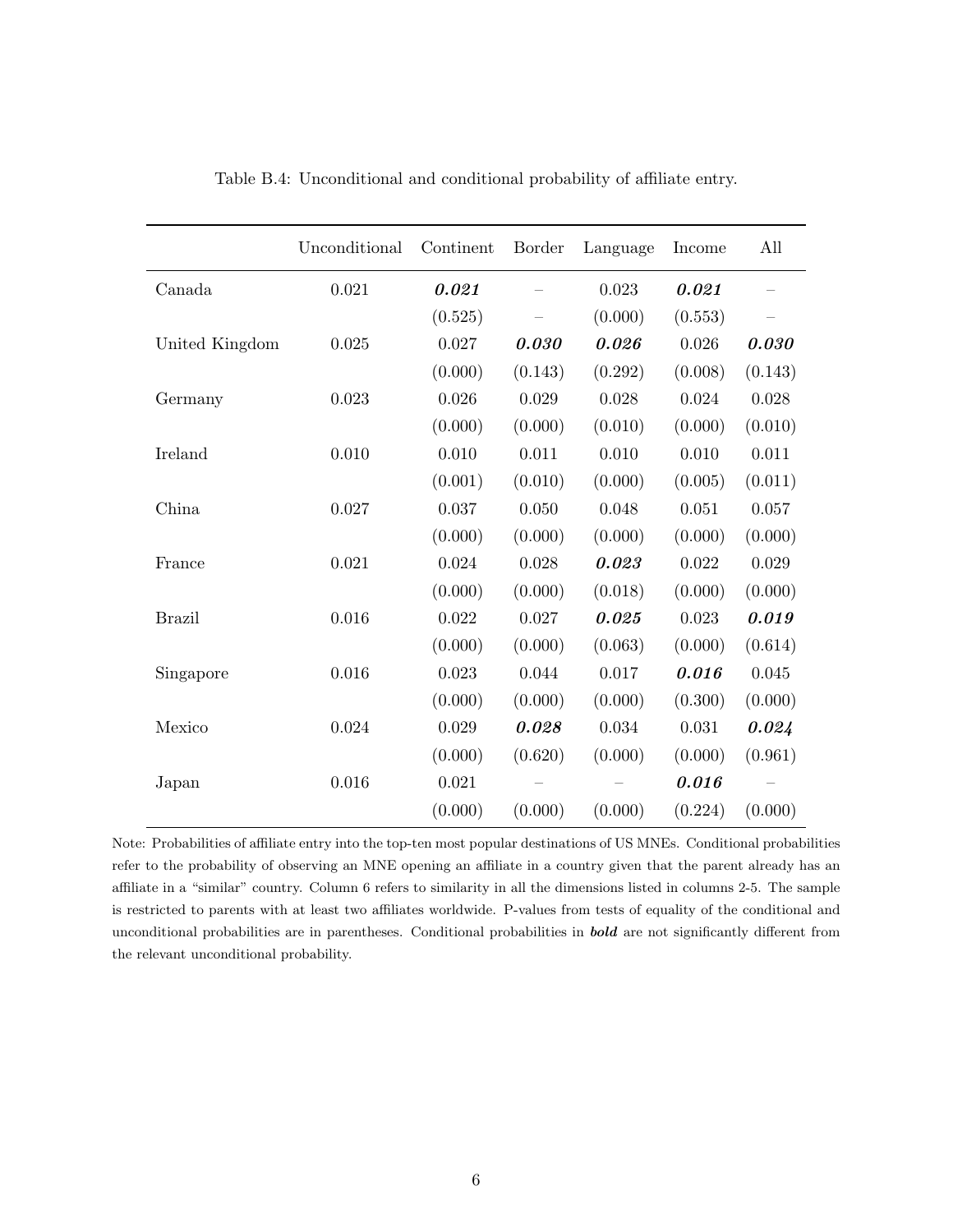Table B.4: Unconditional and conditional probability of affiliate entry.

| | Unconditional | Continent | Border | Language | Income | All |
|---|---|---|---|---|---|---|
| Canada | 0.021 | ***0.021*** | – | 0.023 | ***0.021*** | – |
| | | (0.525) | – | (0.000) | (0.553) | – |
| United Kingdom | 0.025 | 0.027 | ***0.030*** | ***0.026*** | 0.026 | ***0.030*** |
| | | (0.000) | (0.143) | (0.292) | (0.008) | (0.143) |
| Germany | 0.023 | 0.026 | 0.029 | 0.028 | 0.024 | 0.028 |
| | | (0.000) | (0.000) | (0.010) | (0.000) | (0.010) |
| Ireland | 0.010 | 0.010 | 0.011 | 0.010 | 0.010 | 0.011 |
| | | (0.001) | (0.010) | (0.000) | (0.005) | (0.011) |
| China | 0.027 | 0.037 | 0.050 | 0.048 | 0.051 | 0.057 |
| | | (0.000) | (0.000) | (0.000) | (0.000) | (0.000) |
| France | 0.021 | 0.024 | 0.028 | ***0.023*** | 0.022 | 0.029 |
| | | (0.000) | (0.000) | (0.018) | (0.000) | (0.000) |
| Brazil | 0.016 | 0.022 | 0.027 | ***0.025*** | 0.023 | ***0.019*** |
| | | (0.000) | (0.000) | (0.063) | (0.000) | (0.614) |
| Singapore | 0.016 | 0.023 | 0.044 | 0.017 | ***0.016*** | 0.045 |
| | | (0.000) | (0.000) | (0.000) | (0.300) | (0.000) |
| Mexico | 0.024 | 0.029 | ***0.028*** | 0.034 | 0.031 | ***0.024*** |
| | | (0.000) | (0.620) | (0.000) | (0.000) | (0.961) |
| Japan | 0.016 | 0.021 | – | – | ***0.016*** | – |
| | | (0.000) | (0.000) | (0.000) | (0.224) | (0.000) |

Note: Probabilities of affiliate entry into the top-ten most popular destinations of US MNEs. Conditional probabilities refer to the probability of observing an MNE opening an affiliate in a country given that the parent already has an affiliate in a "similar" country. Column 6 refers to similarity in all the dimensions listed in columns 2-5. The sample is restricted to parents with at least two affiliates worldwide. P-values from tests of equality of the conditional and unconditional probabilities are in parentheses. Conditional probabilities in ***bold*** are not significantly different from the relevant unconditional probability.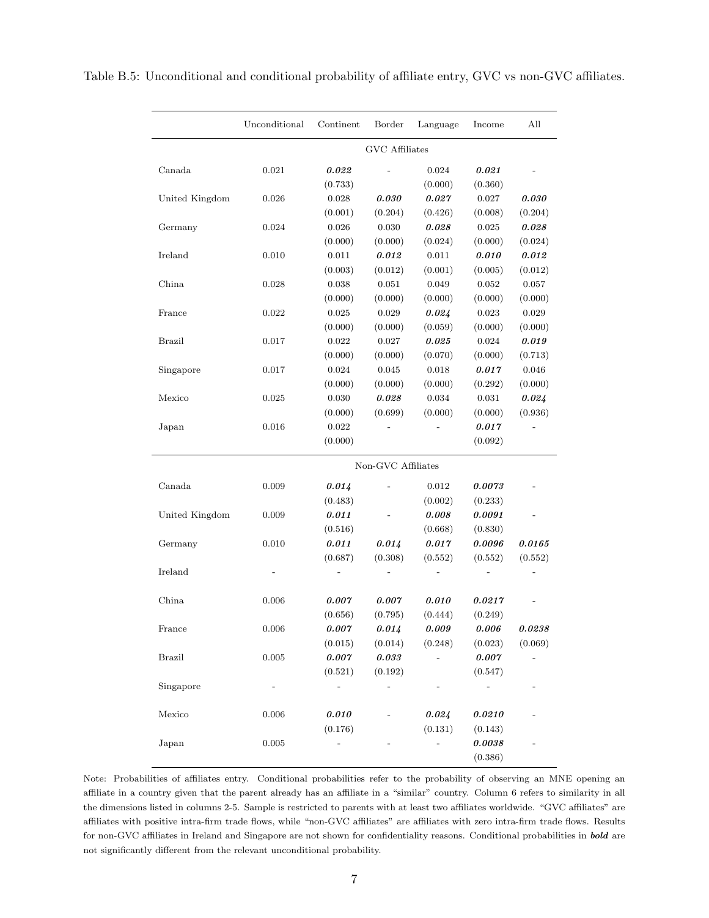Table B.5: Unconditional and conditional probability of affiliate entry, GVC vs non-GVC affiliates.

| | Unconditional | Continent | Border | Language | Income | All |
|---|---|---|---|---|---|---|
| | | | GVC Affiliates | | | |
| Canada | 0.021 | ***0.022*** | - | 0.024 | ***0.021*** | - |
| | | (0.733) | | (0.000) | (0.360) | |
| United Kingdom | 0.026 | 0.028 | ***0.030*** | ***0.027*** | 0.027 | ***0.030*** |
| | | (0.001) | (0.204) | (0.426) | (0.008) | (0.204) |
| Germany | 0.024 | 0.026 | 0.030 | ***0.028*** | 0.025 | ***0.028*** |
| | | (0.000) | (0.000) | (0.024) | (0.000) | (0.024) |
| Ireland | 0.010 | 0.011 | ***0.012*** | 0.011 | ***0.010*** | ***0.012*** |
| | | (0.003) | (0.012) | (0.001) | (0.005) | (0.012) |
| China | 0.028 | 0.038 | 0.051 | 0.049 | 0.052 | 0.057 |
| | | (0.000) | (0.000) | (0.000) | (0.000) | (0.000) |
| France | 0.022 | 0.025 | 0.029 | ***0.024*** | 0.023 | 0.029 |
| | | (0.000) | (0.000) | (0.059) | (0.000) | (0.000) |
| Brazil | 0.017 | 0.022 | 0.027 | ***0.025*** | 0.024 | ***0.019*** |
| | | (0.000) | (0.000) | (0.070) | (0.000) | (0.713) |
| Singapore | 0.017 | 0.024 | 0.045 | 0.018 | ***0.017*** | 0.046 |
| | | (0.000) | (0.000) | (0.000) | (0.292) | (0.000) |
| Mexico | 0.025 | 0.030 | ***0.028*** | 0.034 | 0.031 | ***0.024*** |
| | | (0.000) | (0.699) | (0.000) | (0.000) | (0.936) |
| Japan | 0.016 | 0.022 | - | - | ***0.017*** | - |
| | | (0.000) | | | (0.092) | |
| | | | Non-GVC Affiliates | | | |
| Canada | 0.009 | ***0.014*** | - | 0.012 | ***0.0073*** | - |
| | | (0.483) | | (0.002) | (0.233) | |
| United Kingdom | 0.009 | ***0.011*** | - | ***0.008*** | ***0.0091*** | - |
| | | (0.516) | | (0.668) | (0.830) | |
| Germany | 0.010 | ***0.011*** | ***0.014*** | ***0.017*** | ***0.0096*** | ***0.0165*** |
| | | (0.687) | (0.308) | (0.552) | (0.552) | (0.552) |
| Ireland | - | - | - | - | - | - |
| China | 0.006 | ***0.007*** | ***0.007*** | ***0.010*** | ***0.0217*** | - |
| | | (0.656) | (0.795) | (0.444) | (0.249) | |
| France | 0.006 | ***0.007*** | ***0.014*** | ***0.009*** | ***0.006*** | ***0.0238*** |
| | | (0.015) | (0.014) | (0.248) | (0.023) | (0.069) |
| Brazil | 0.005 | ***0.007*** | ***0.033*** | - | ***0.007*** | - |
| | | (0.521) | (0.192) | | (0.547) | |
| Singapore | - | - | - | - | - | - |
| Mexico | 0.006 | ***0.010*** | - | ***0.024*** | ***0.0210*** | - |
| | | (0.176) | | (0.131) | (0.143) | |
| Japan | 0.005 | - | - | - | ***0.0038*** | - |
| | | | | | (0.386) | |

Note: Probabilities of affiliates entry. Conditional probabilities refer to the probability of observing an MNE opening an affiliate in a country given that the parent already has an affiliate in a "similar" country. Column 6 refers to similarity in all the dimensions listed in columns 2-5. Sample is restricted to parents with at least two affiliates worldwide. "GVC affiliates" are affiliates with positive intra-firm trade flows, while "non-GVC affiliates" are affiliates with zero intra-firm trade flows. Results for non-GVC affiliates in Ireland and Singapore are not shown for confidentiality reasons. Conditional probabilities in ***bold*** are not significantly different from the relevant unconditional probability.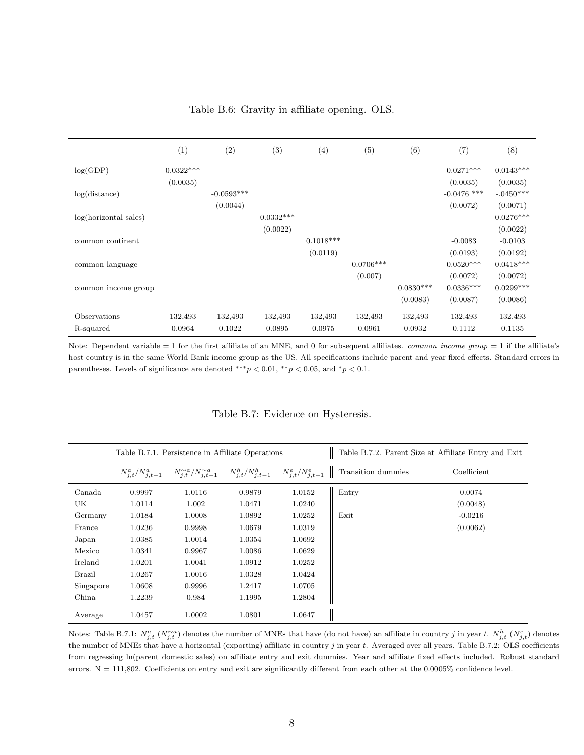Table B.6: Gravity in affiliate opening. OLS.

| | (1) | (2) | (3) | (4) | (5) | (6) | (7) | (8) |
|---|---|---|---|---|---|---|---|---|
| log(GDP) | 0.0322*** | | | | | | 0.0271*** | 0.0143*** |
| | (0.0035) | | | | | | (0.0035) | (0.0035) |
| log(distance) | | -0.0593*** | | | | | -0.0476 *** | -.0450*** |
| | | (0.0044) | | | | | (0.0072) | (0.0071) |
| log(horizontal sales) | | | 0.0332*** | | | | | 0.0276*** |
| | | | (0.0022) | | | | | (0.0022) |
| common continent | | | | 0.1018*** | | | -0.0083 | -0.0103 |
| | | | | (0.0119) | | | (0.0193) | (0.0192) |
| common language | | | | | 0.0706*** | | 0.0520*** | 0.0418*** |
| | | | | | (0.007) | | (0.0072) | (0.0072) |
| common income group | | | | | | 0.0830*** | 0.0336*** | 0.0299*** |
| | | | | | | (0.0083) | (0.0087) | (0.0086) |
| Observations | 132,493 | 132,493 | 132,493 | 132,493 | 132,493 | 132,493 | 132,493 | 132,493 |
| R-squared | 0.0964 | 0.1022 | 0.0895 | 0.0975 | 0.0961 | 0.0932 | 0.1112 | 0.1135 |

Note: Dependent variable = 1 for the first affiliate of an MNE, and 0 for subsequent affiliates. *common income group* = 1 if the affiliate's host country is in the same World Bank income group as the US. All specifications include parent and year fixed effects. Standard errors in parentheses. Levels of significance are denoted $^{***}p < 0.01$, $^{**}p < 0.05$, and $^{*}p < 0.1$.

Table B.7: Evidence on Hysteresis.

| Table B.7.1. Persistence in Affiliate Operations | | | | | Table B.7.2. Parent Size at Affiliate Entry and Exit | |
|---|---|---|---|---|---|---|
| | $N^a_{j,t}/N^a_{j,t-1}$ | $N^{\sim a}_{j,t}/N^{\sim a}_{j,t-1}$ | $N^h_{j,t}/N^h_{j,t-1}$ | $N^e_{j,t}/N^e_{j,t-1}$ | Transition dummies | Coefficient |
| Canada | 0.9997 | 1.0116 | 0.9879 | 1.0152 | Entry | 0.0074 |
| UK | 1.0114 | 1.002 | 1.0471 | 1.0240 | | (0.0048) |
| Germany | 1.0184 | 1.0008 | 1.0892 | 1.0252 | Exit | -0.0216 |
| France | 1.0236 | 0.9998 | 1.0679 | 1.0319 | | (0.0062) |
| Japan | 1.0385 | 1.0014 | 1.0354 | 1.0692 | | |
| Mexico | 1.0341 | 0.9967 | 1.0086 | 1.0629 | | |
| Ireland | 1.0201 | 1.0041 | 1.0912 | 1.0252 | | |
| Brazil | 1.0267 | 1.0016 | 1.0328 | 1.0424 | | |
| Singapore | 1.0608 | 0.9996 | 1.2417 | 1.0705 | | |
| China | 1.2239 | 0.984 | 1.1995 | 1.2804 | | |
| Average | 1.0457 | 1.0002 | 1.0801 | 1.0647 | | |

Notes: Table B.7.1: $N^a_{j,t}$ ($N^{\sim a}_{j,t}$) denotes the number of MNEs that have (do not have) an affiliate in country $j$ in year $t$. $N^h_{j,t}$ ($N^e_{j,t}$) denotes the number of MNEs that have a horizontal (exporting) affiliate in country $j$ in year $t$. Averaged over all years. Table B.7.2: OLS coefficients from regressing ln(parent domestic sales) on affiliate entry and exit dummies. Year and affiliate fixed effects included. Robust standard errors. N = 111,802. Coefficients on entry and exit are significantly different from each other at the 0.0005% confidence level.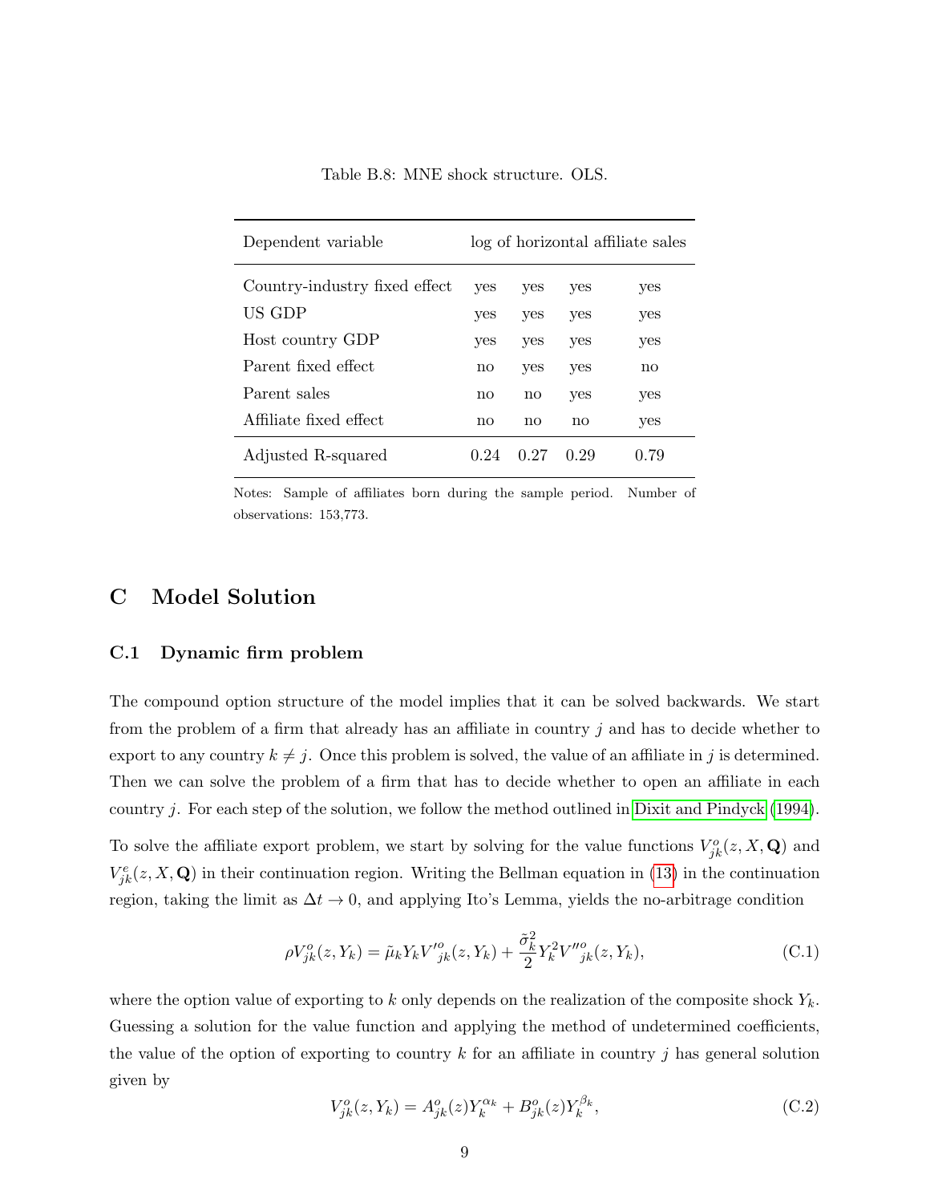Table B.8: MNE shock structure. OLS.

| Dependent variable | log of horizontal affiliate sales | | | |
|---|---|---|---|---|
| Country-industry fixed effect | yes | yes | yes | yes |
| US GDP | yes | yes | yes | yes |
| Host country GDP | yes | yes | yes | yes |
| Parent fixed effect | no | yes | yes | no |
| Parent sales | no | no | yes | yes |
| Affiliate fixed effect | no | no | no | yes |
| Adjusted R-squared | 0.24 | 0.27 | 0.29 | 0.79 |

Notes: Sample of affiliates born during the sample period. Number of observations: 153,773.

# C Model Solution

## C.1 Dynamic firm problem

The compound option structure of the model implies that it can be solved backwards. We start from the problem of a firm that already has an affiliate in country $j$ and has to decide whether to export to any country $k \neq j$. Once this problem is solved, the value of an affiliate in $j$ is determined. Then we can solve the problem of a firm that has to decide whether to open an affiliate in each country $j$. For each step of the solution, we follow the method outlined in Dixit and Pindyck (1994).

To solve the affiliate export problem, we start by solving for the value functions $V^o_{jk}(z, X, \mathbf{Q})$ and $V^e_{jk}(z, X, \mathbf{Q})$ in their continuation region. Writing the Bellman equation in (13) in the continuation region, taking the limit as $\Delta t \to 0$, and applying Ito's Lemma, yields the no-arbitrage condition

$$\rho V^o_{jk}(z, Y_k) = \tilde{\mu}_k Y_k V'^o_{jk}(z, Y_k) + \frac{\tilde{\sigma}^2_k}{2} Y^2_k V''^o_{jk}(z, Y_k), \tag{C.1}$$

where the option value of exporting to $k$ only depends on the realization of the composite shock $Y_k$. Guessing a solution for the value function and applying the method of undetermined coefficients, the value of the option of exporting to country $k$ for an affiliate in country $j$ has general solution given by

$$V^o_{jk}(z, Y_k) = A^o_{jk}(z) Y^{\alpha_k}_k + B^o_{jk}(z) Y^{\beta_k}_k, \tag{C.2}$$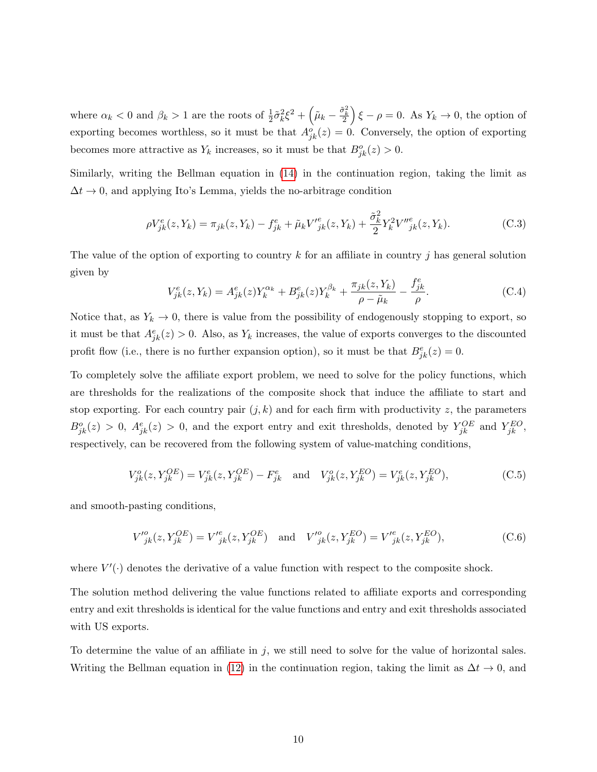where $\alpha_k < 0$ and $\beta_k > 1$ are the roots of $\frac{1}{2}\tilde{\sigma}_k^2\xi^2 + \left(\tilde{\mu}_k - \frac{\tilde{\sigma}_k^2}{2}\right)\xi - \rho = 0$. As $Y_k \to 0$, the option of exporting becomes worthless, so it must be that $A^o_{jk}(z) = 0$. Conversely, the option of exporting becomes more attractive as $Y_k$ increases, so it must be that $B^o_{jk}(z) > 0$.

Similarly, writing the Bellman equation in (14) in the continuation region, taking the limit as $\Delta t \to 0$, and applying Ito's Lemma, yields the no-arbitrage condition

$$\rho V^e_{jk}(z, Y_k) = \pi_{jk}(z, Y_k) - f^e_{jk} + \tilde{\mu}_k V'^e_{jk}(z, Y_k) + \frac{\tilde{\sigma}_k^2}{2} Y_k^2 V''^e_{jk}(z, Y_k). \tag{C.3}$$

The value of the option of exporting to country $k$ for an affiliate in country $j$ has general solution given by

$$V^e_{jk}(z, Y_k) = A^e_{jk}(z) Y_k^{\alpha_k} + B^e_{jk}(z) Y_k^{\beta_k} + \frac{\pi_{jk}(z, Y_k)}{\rho - \tilde{\mu}_k} - \frac{f^e_{jk}}{\rho}. \tag{C.4}$$

Notice that, as $Y_k \to 0$, there is value from the possibility of endogenously stopping to export, so it must be that $A^e_{jk}(z) > 0$. Also, as $Y_k$ increases, the value of exports converges to the discounted profit flow (i.e., there is no further expansion option), so it must be that $B^e_{jk}(z) = 0$.

To completely solve the affiliate export problem, we need to solve for the policy functions, which are thresholds for the realizations of the composite shock that induce the affiliate to start and stop exporting. For each country pair $(j, k)$ and for each firm with productivity $z$, the parameters $B^o_{jk}(z) > 0$, $A^e_{jk}(z) > 0$, and the export entry and exit thresholds, denoted by $Y^{OE}_{jk}$ and $Y^{EO}_{jk}$, respectively, can be recovered from the following system of value-matching conditions,

$$V^o_{jk}(z, Y^{OE}_{jk}) = V^e_{jk}(z, Y^{OE}_{jk}) - F^e_{jk} \quad \text{and} \quad V^o_{jk}(z, Y^{EO}_{jk}) = V^e_{jk}(z, Y^{EO}_{jk}), \tag{C.5}$$

and smooth-pasting conditions,

$$V'^o_{jk}(z, Y^{OE}_{jk}) = V'^e_{jk}(z, Y^{OE}_{jk}) \quad \text{and} \quad V'^o_{jk}(z, Y^{EO}_{jk}) = V'^e_{jk}(z, Y^{EO}_{jk}), \tag{C.6}$$

where $V'(\cdot)$ denotes the derivative of a value function with respect to the composite shock.

The solution method delivering the value functions related to affiliate exports and corresponding entry and exit thresholds is identical for the value functions and entry and exit thresholds associated with US exports.

To determine the value of an affiliate in $j$, we still need to solve for the value of horizontal sales. Writing the Bellman equation in (12) in the continuation region, taking the limit as $\Delta t \to 0$, and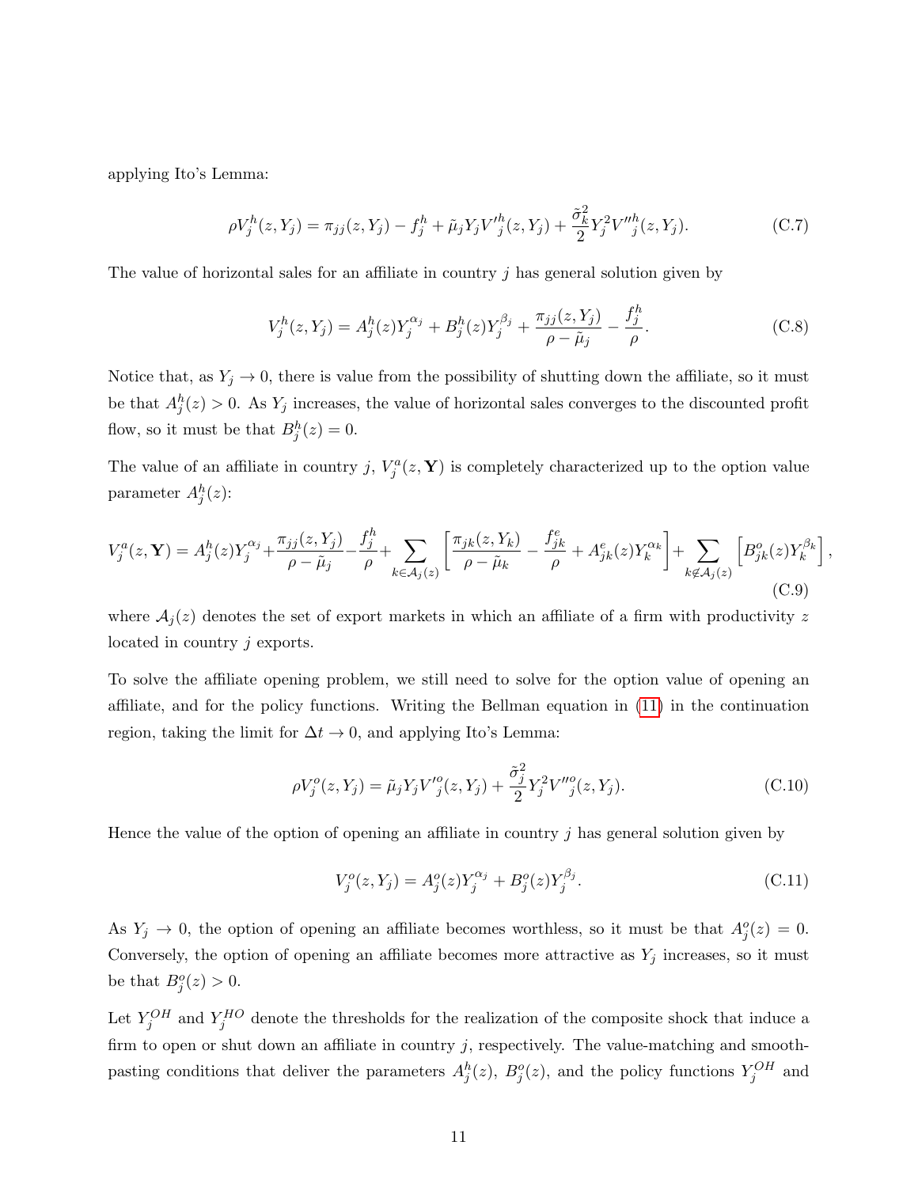applying Ito's Lemma:

$$\rho V_j^h(z, Y_j) = \pi_{jj}(z, Y_j) - f_j^h + \tilde{\mu}_j Y_j V'^h_j(z, Y_j) + \frac{\tilde{\sigma}_k^2}{2} Y_j^2 V''^h_j(z, Y_j). \tag{C.7}$$

The value of horizontal sales for an affiliate in country $j$ has general solution given by

$$V_j^h(z, Y_j) = A_j^h(z) Y_j^{\alpha_j} + B_j^h(z) Y_j^{\beta_j} + \frac{\pi_{jj}(z, Y_j)}{\rho - \tilde{\mu}_j} - \frac{f_j^h}{\rho}. \tag{C.8}$$

Notice that, as $Y_j \to 0$, there is value from the possibility of shutting down the affiliate, so it must be that $A_j^h(z) > 0$. As $Y_j$ increases, the value of horizontal sales converges to the discounted profit flow, so it must be that $B_j^h(z) = 0$.

The value of an affiliate in country $j$, $V_j^a(z, \mathbf{Y})$ is completely characterized up to the option value parameter $A_j^h(z)$:

$$V_j^a(z, \mathbf{Y}) = A_j^h(z) Y_j^{\alpha_j} + \frac{\pi_{jj}(z, Y_j)}{\rho - \tilde{\mu}_j} - \frac{f_j^h}{\rho} + \sum_{k \in \mathcal{A}_j(z)} \left[ \frac{\pi_{jk}(z, Y_k)}{\rho - \tilde{\mu}_k} - \frac{f_{jk}^e}{\rho} + A_{jk}^e(z) Y_k^{\alpha_k} \right] + \sum_{k \notin \mathcal{A}_j(z)} \left[ B_{jk}^o(z) Y_k^{\beta_k} \right], \tag{C.9}$$

where $\mathcal{A}_j(z)$ denotes the set of export markets in which an affiliate of a firm with productivity $z$ located in country $j$ exports.

To solve the affiliate opening problem, we still need to solve for the option value of opening an affiliate, and for the policy functions. Writing the Bellman equation in (11) in the continuation region, taking the limit for $\Delta t \to 0$, and applying Ito's Lemma:

$$\rho V_j^o(z, Y_j) = \tilde{\mu}_j Y_j V'^o_j(z, Y_j) + \frac{\tilde{\sigma}_j^2}{2} Y_j^2 V''^o_j(z, Y_j). \tag{C.10}$$

Hence the value of the option of opening an affiliate in country $j$ has general solution given by

$$V_j^o(z, Y_j) = A_j^o(z) Y_j^{\alpha_j} + B_j^o(z) Y_j^{\beta_j}. \tag{C.11}$$

As $Y_j \to 0$, the option of opening an affiliate becomes worthless, so it must be that $A_j^o(z) = 0$. Conversely, the option of opening an affiliate becomes more attractive as $Y_j$ increases, so it must be that $B_j^o(z) > 0$.

Let $Y_j^{OH}$ and $Y_j^{HO}$ denote the thresholds for the realization of the composite shock that induce a firm to open or shut down an affiliate in country $j$, respectively. The value-matching and smooth-pasting conditions that deliver the parameters $A_j^h(z)$, $B_j^o(z)$, and the policy functions $Y_j^{OH}$ and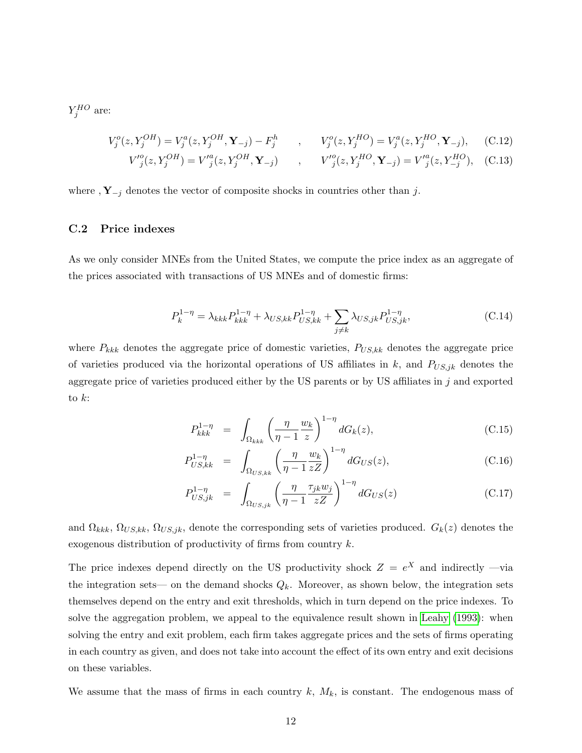$Y_j^{HO}$ are:

$$V_j^o(z, Y_j^{OH}) = V_j^a(z, Y_j^{OH}, \mathbf{Y}_{-j}) - F_j^h \qquad , \qquad V_j^o(z, Y_j^{HO}) = V_j^a(z, Y_j^{HO}, \mathbf{Y}_{-j}), \quad \text{(C.12)}$$

$$V'^o_j(z, Y_j^{OH}) = V'^a_j(z, Y_j^{OH}, \mathbf{Y}_{-j}) \qquad , \qquad V'^o_j(z, Y_j^{HO}, \mathbf{Y}_{-j}) = V'^a_j(z, Y_{-j}^{HO}), \quad \text{(C.13)}$$

where , $\mathbf{Y}_{-j}$ denotes the vector of composite shocks in countries other than $j$.

### C.2 Price indexes

As we only consider MNEs from the United States, we compute the price index as an aggregate of the prices associated with transactions of US MNEs and of domestic firms:

$$P_k^{1-\eta} = \lambda_{kkk} P_{kkk}^{1-\eta} + \lambda_{US,kk} P_{US,kk}^{1-\eta} + \sum_{j \neq k} \lambda_{US,jk} P_{US,jk}^{1-\eta}, \quad \text{(C.14)}$$

where $P_{kkk}$ denotes the aggregate price of domestic varieties, $P_{US,kk}$ denotes the aggregate price of varieties produced via the horizontal operations of US affiliates in $k$, and $P_{US,jk}$ denotes the aggregate price of varieties produced either by the US parents or by US affiliates in $j$ and exported to $k$:

$$P_{kkk}^{1-\eta} = \int_{\Omega_{kkk}} \left( \frac{\eta}{\eta - 1} \frac{w_k}{z} \right)^{1-\eta} dG_k(z), \quad \text{(C.15)}$$

$$P_{US,kk}^{1-\eta} = \int_{\Omega_{US,kk}} \left( \frac{\eta}{\eta - 1} \frac{w_k}{zZ} \right)^{1-\eta} dG_{US}(z), \quad \text{(C.16)}$$

$$P_{US,jk}^{1-\eta} = \int_{\Omega_{US,jk}} \left( \frac{\eta}{\eta - 1} \frac{\tau_{jk} w_j}{zZ} \right)^{1-\eta} dG_{US}(z) \quad \text{(C.17)}$$

and $\Omega_{kkk}$, $\Omega_{US,kk}$, $\Omega_{US,jk}$, denote the corresponding sets of varieties produced. $G_k(z)$ denotes the exogenous distribution of productivity of firms from country $k$.

The price indexes depend directly on the US productivity shock $Z = e^X$ and indirectly —via the integration sets— on the demand shocks $Q_k$. Moreover, as shown below, the integration sets themselves depend on the entry and exit thresholds, which in turn depend on the price indexes. To solve the aggregation problem, we appeal to the equivalence result shown in Leahy (1993): when solving the entry and exit problem, each firm takes aggregate prices and the sets of firms operating in each country as given, and does not take into account the effect of its own entry and exit decisions on these variables.

We assume that the mass of firms in each country $k$, $M_k$, is constant. The endogenous mass of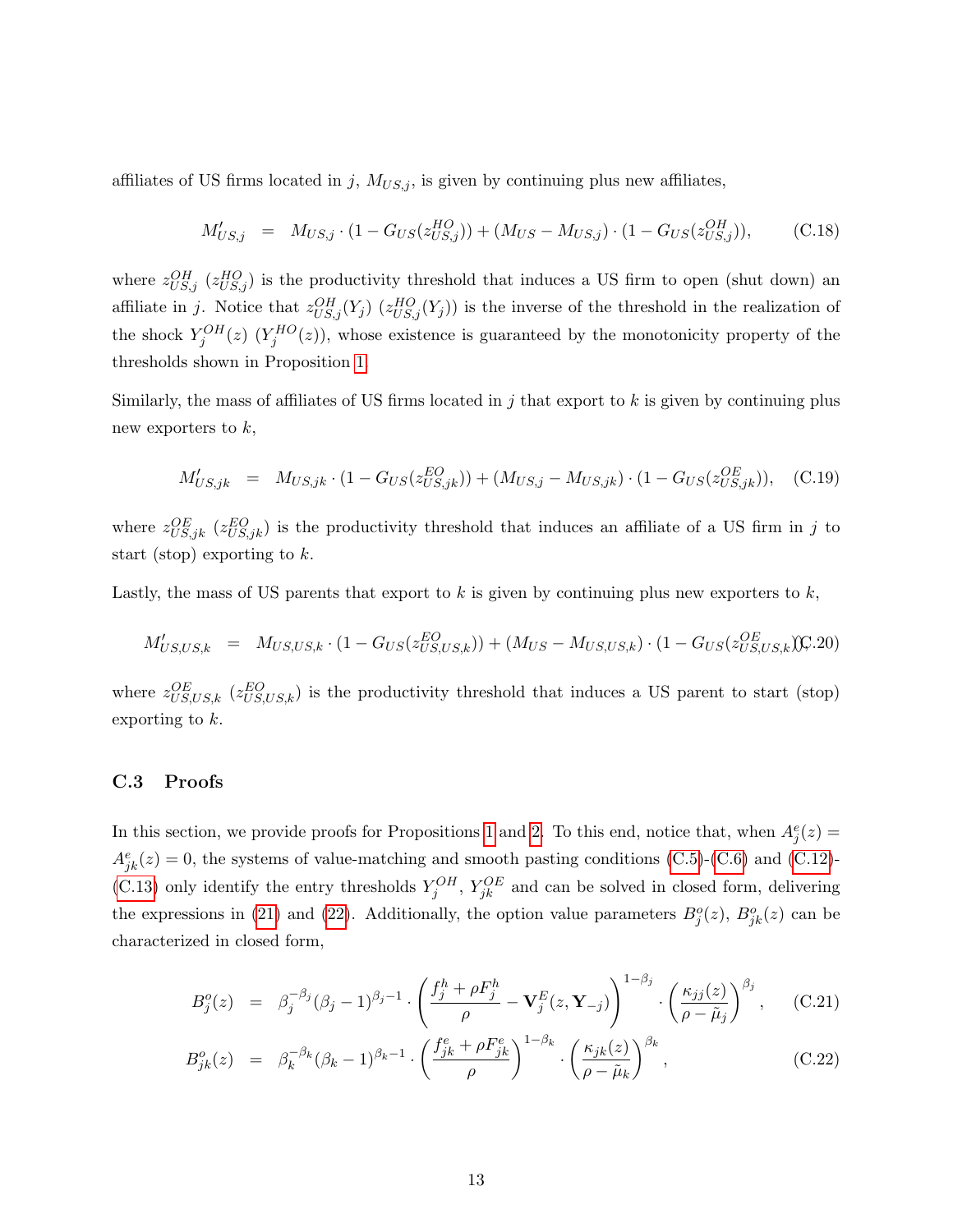affiliates of US firms located in $j$, $M_{US,j}$, is given by continuing plus new affiliates,

$$M'_{US,j} = M_{US,j} \cdot (1 - G_{US}(z^{HO}_{US,j})) + (M_{US} - M_{US,j}) \cdot (1 - G_{US}(z^{OH}_{US,j})), \tag{C.18}$$

where $z^{OH}_{US,j}$ ($z^{HO}_{US,j}$) is the productivity threshold that induces a US firm to open (shut down) an affiliate in $j$. Notice that $z^{OH}_{US,j}(Y_j)$ ($z^{HO}_{US,j}(Y_j)$) is the inverse of the threshold in the realization of the shock $Y^{OH}_j(z)$ ($Y^{HO}_j(z)$), whose existence is guaranteed by the monotonicity property of the thresholds shown in Proposition 1.

Similarly, the mass of affiliates of US firms located in $j$ that export to $k$ is given by continuing plus new exporters to $k$,

$$M'_{US,jk} = M_{US,jk} \cdot (1 - G_{US}(z^{EO}_{US,jk})) + (M_{US,j} - M_{US,jk}) \cdot (1 - G_{US}(z^{OE}_{US,jk})), \tag{C.19}$$

where $z^{OE}_{US,jk}$ ($z^{EO}_{US,jk}$) is the productivity threshold that induces an affiliate of a US firm in $j$ to start (stop) exporting to $k$.

Lastly, the mass of US parents that export to $k$ is given by continuing plus new exporters to $k$,

$$M'_{US,US,k} = M_{US,US,k} \cdot (1 - G_{US}(z^{EO}_{US,US,k})) + (M_{US} - M_{US,US,k}) \cdot (1 - G_{US}(z^{OE}_{US,US,k})), \tag{C.20}$$

where $z^{OE}_{US,US,k}$ ($z^{EO}_{US,US,k}$) is the productivity threshold that induces a US parent to start (stop) exporting to $k$.

### C.3 Proofs

In this section, we provide proofs for Propositions 1 and 2. To this end, notice that, when $A^e_j(z) = A^e_{jk}(z) = 0$, the systems of value-matching and smooth pasting conditions (C.5)-(C.6) and (C.12)-(C.13) only identify the entry thresholds $Y^{OH}_j$, $Y^{OE}_{jk}$ and can be solved in closed form, delivering the expressions in (21) and (22). Additionally, the option value parameters $B^o_j(z)$, $B^o_{jk}(z)$ can be characterized in closed form,

$$B^o_j(z) = \beta_j^{-\beta_j}(\beta_j - 1)^{\beta_j - 1} \cdot \left( \frac{f^h_j + \rho F^h_j}{\rho} - \mathbf{V}^E_j(z, \mathbf{Y}_{-j}) \right)^{1-\beta_j} \cdot \left( \frac{\kappa_{jj}(z)}{\rho - \tilde{\mu}_j} \right)^{\beta_j}, \tag{C.21}$$

$$B^o_{jk}(z) = \beta_k^{-\beta_k}(\beta_k - 1)^{\beta_k - 1} \cdot \left( \frac{f^e_{jk} + \rho F^e_{jk}}{\rho} \right)^{1-\beta_k} \cdot \left( \frac{\kappa_{jk}(z)}{\rho - \tilde{\mu}_k} \right)^{\beta_k}, \tag{C.22}$$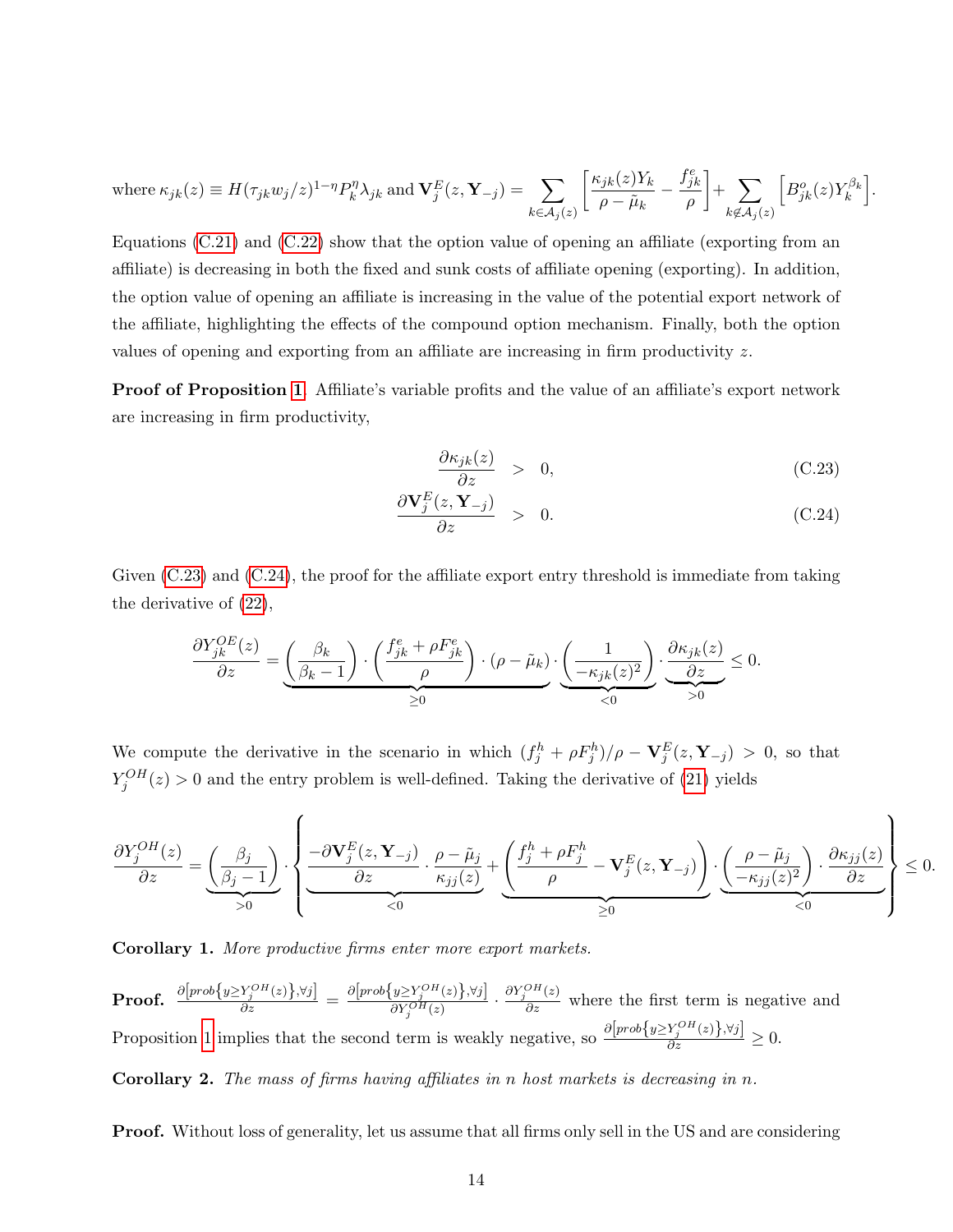where $\kappa_{jk}(z) \equiv H(\tau_{jk} w_j / z)^{1-\eta} P_k^{\eta} \lambda_{jk}$ and $\mathbf{V}_j^E(z, \mathbf{Y}_{-j}) = \sum_{k \in \mathcal{A}_j(z)} \left[ \frac{\kappa_{jk}(z) Y_k}{\rho - \tilde{\mu}_k} - \frac{f_{jk}^e}{\rho} \right] + \sum_{k \notin \mathcal{A}_j(z)} \left[ B_{jk}^o(z) Y_k^{\beta_k} \right]$.

Equations (C.21) and (C.22) show that the option value of opening an affiliate (exporting from an affiliate) is decreasing in both the fixed and sunk costs of affiliate opening (exporting). In addition, the option value of opening an affiliate is increasing in the value of the potential export network of the affiliate, highlighting the effects of the compound option mechanism. Finally, both the option values of opening and exporting from an affiliate are increasing in firm productivity $z$.

**Proof of Proposition 1.** Affiliate's variable profits and the value of an affiliate's export network are increasing in firm productivity,

$$
\begin{aligned}
\frac{\partial \kappa_{jk}(z)}{\partial z} &> 0, &\text{(C.23)}\\
\frac{\partial \mathbf{V}_j^E(z, \mathbf{Y}_{-j})}{\partial z} &> 0. &\text{(C.24)}
\end{aligned}
$$

Given (C.23) and (C.24), the proof for the affiliate export entry threshold is immediate from taking the derivative of (22),

$$
\frac{\partial Y_{jk}^{OE}(z)}{\partial z} = \underbrace{\left(\frac{\beta_k}{\beta_k - 1}\right) \cdot \left(\frac{f_{jk}^e + \rho F_{jk}^e}{\rho}\right) \cdot (\rho - \tilde{\mu}_k)}_{\geq 0} \cdot \underbrace{\left(\frac{1}{-\kappa_{jk}(z)^2}\right)}_{<0} \cdot \underbrace{\frac{\partial \kappa_{jk}(z)}{\partial z}}_{>0} \leq 0.
$$

We compute the derivative in the scenario in which $(f_j^h + \rho F_j^h)/\rho - \mathbf{V}_j^E(z, \mathbf{Y}_{-j}) > 0$, so that $Y_j^{OH}(z) > 0$ and the entry problem is well-defined. Taking the derivative of (21) yields

$$
\frac{\partial Y_j^{OH}(z)}{\partial z} = \underbrace{\left(\frac{\beta_j}{\beta_j - 1}\right)}_{>0} \cdot \left\{ \underbrace{\frac{-\partial \mathbf{V}_j^E(z, \mathbf{Y}_{-j})}{\partial z} \cdot \frac{\rho - \tilde{\mu}_j}{\kappa_{jj}(z)}}_{<0} + \underbrace{\left(\frac{f_j^h + \rho F_j^h}{\rho} - \mathbf{V}_j^E(z, \mathbf{Y}_{-j})\right)}_{\geq 0} \cdot \underbrace{\left(\frac{\rho - \tilde{\mu}_j}{-\kappa_{jj}(z)^2}\right) \cdot \frac{\partial \kappa_{jj}(z)}{\partial z}}_{<0} \right\} \leq 0.
$$

**Corollary 1.** *More productive firms enter more export markets.*

**Proof.** $\frac{\partial \left[prob\left\{y \geq Y_j^{OH}(z)\right\}, \forall j\right]}{\partial z} = \frac{\partial \left[prob\left\{y \geq Y_j^{OH}(z)\right\}, \forall j\right]}{\partial Y_j^{OH}(z)} \cdot \frac{\partial Y_j^{OH}(z)}{\partial z}$ where the first term is negative and Proposition 1 implies that the second term is weakly negative, so $\frac{\partial \left[prob\left\{y \geq Y_j^{OH}(z)\right\}, \forall j\right]}{\partial z} \geq 0$.

**Corollary 2.** *The mass of firms having affiliates in n host markets is decreasing in n.*

**Proof.** Without loss of generality, let us assume that all firms only sell in the US and are considering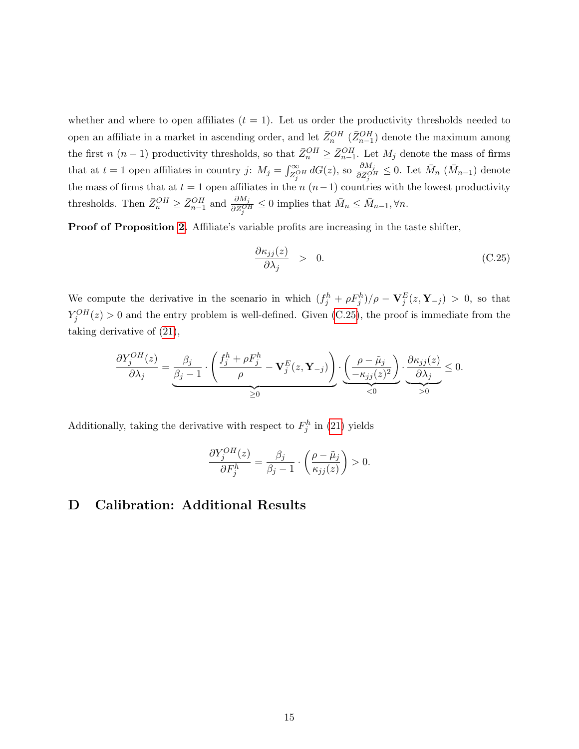whether and where to open affiliates ($t = 1$). Let us order the productivity thresholds needed to open an affiliate in a market in ascending order, and let $\bar{Z}_n^{OH}$ ($\bar{Z}_{n-1}^{OH}$) denote the maximum among the first $n$ ($n-1$) productivity thresholds, so that $\bar{Z}_n^{OH} \geq \bar{Z}_{n-1}^{OH}$. Let $M_j$ denote the mass of firms that at $t = 1$ open affiliates in country $j$: $M_j = \int_{Z_j^{OH}}^{\infty} dG(z)$, so $\frac{\partial M_j}{\partial Z_j^{OH}} \leq 0$. Let $\bar{M}_n$ ($\bar{M}_{n-1}$) denote the mass of firms that at $t = 1$ open affiliates in the $n$ ($n-1$) countries with the lowest productivity thresholds. Then $\bar{Z}_n^{OH} \geq \bar{Z}_{n-1}^{OH}$ and $\frac{\partial M_j}{\partial Z_j^{OH}} \leq 0$ implies that $\bar{M}_n \leq \bar{M}_{n-1}, \forall n$.

**Proof of Proposition 2.** Affiliate's variable profits are increasing in the taste shifter,

$$\frac{\partial \kappa_{jj}(z)}{\partial \lambda_j} \quad > \quad 0. \tag{C.25}$$

We compute the derivative in the scenario in which $(f_j^h + \rho F_j^h)/\rho - \mathbf{V}_j^E(z, \mathbf{Y}_{-j}) > 0$, so that $Y_j^{OH}(z) > 0$ and the entry problem is well-defined. Given (C.25), the proof is immediate from the taking derivative of (21),

$$\frac{\partial Y_j^{OH}(z)}{\partial \lambda_j} = \underbrace{\frac{\beta_j}{\beta_j - 1} \cdot \left( \frac{f_j^h + \rho F_j^h}{\rho} - \mathbf{V}_j^E(z, \mathbf{Y}_{-j}) \right)}_{\geq 0} \cdot \underbrace{\left( \frac{\rho - \tilde{\mu}_j}{-\kappa_{jj}(z)^2} \right)}_{<0} \cdot \underbrace{\frac{\partial \kappa_{jj}(z)}{\partial \lambda_j}}_{>0} \leq 0.$$

Additionally, taking the derivative with respect to $F_j^h$ in (21) yields

$$\frac{\partial Y_j^{OH}(z)}{\partial F_j^h} = \frac{\beta_j}{\beta_j - 1} \cdot \left( \frac{\rho - \tilde{\mu}_j}{\kappa_{jj}(z)} \right) > 0.$$

# D Calibration: Additional Results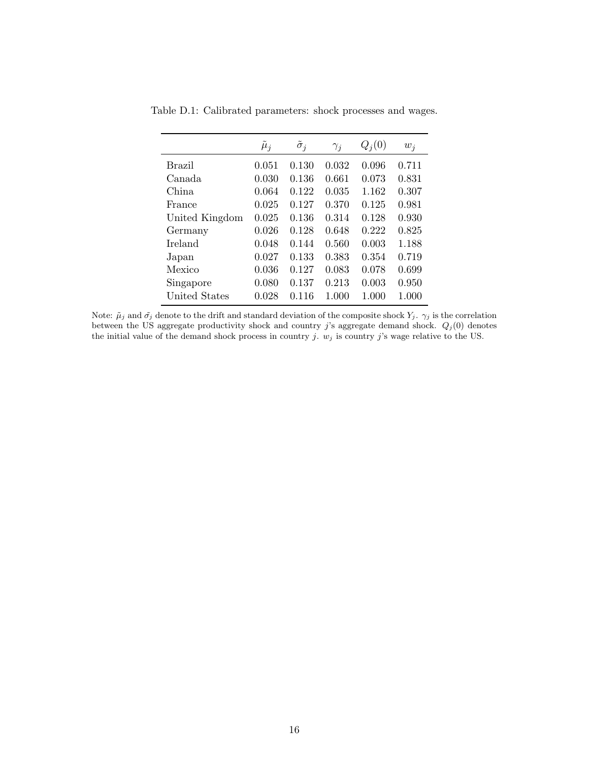Table D.1: Calibrated parameters: shock processes and wages.

| | $\tilde{\mu}_j$ | $\tilde{\sigma}_j$ | $\gamma_j$ | $Q_j(0)$ | $w_j$ |
|---|---|---|---|---|---|
| Brazil | 0.051 | 0.130 | 0.032 | 0.096 | 0.711 |
| Canada | 0.030 | 0.136 | 0.661 | 0.073 | 0.831 |
| China | 0.064 | 0.122 | 0.035 | 1.162 | 0.307 |
| France | 0.025 | 0.127 | 0.370 | 0.125 | 0.981 |
| United Kingdom | 0.025 | 0.136 | 0.314 | 0.128 | 0.930 |
| Germany | 0.026 | 0.128 | 0.648 | 0.222 | 0.825 |
| Ireland | 0.048 | 0.144 | 0.560 | 0.003 | 1.188 |
| Japan | 0.027 | 0.133 | 0.383 | 0.354 | 0.719 |
| Mexico | 0.036 | 0.127 | 0.083 | 0.078 | 0.699 |
| Singapore | 0.080 | 0.137 | 0.213 | 0.003 | 0.950 |
| United States | 0.028 | 0.116 | 1.000 | 1.000 | 1.000 |

Note: $\tilde{\mu}_j$ and $\tilde{\sigma}_j$ denote to the drift and standard deviation of the composite shock $Y_j$. $\gamma_j$ is the correlation between the US aggregate productivity shock and country $j$'s aggregate demand shock. $Q_j(0)$ denotes the initial value of the demand shock process in country $j$. $w_j$ is country $j$'s wage relative to the US.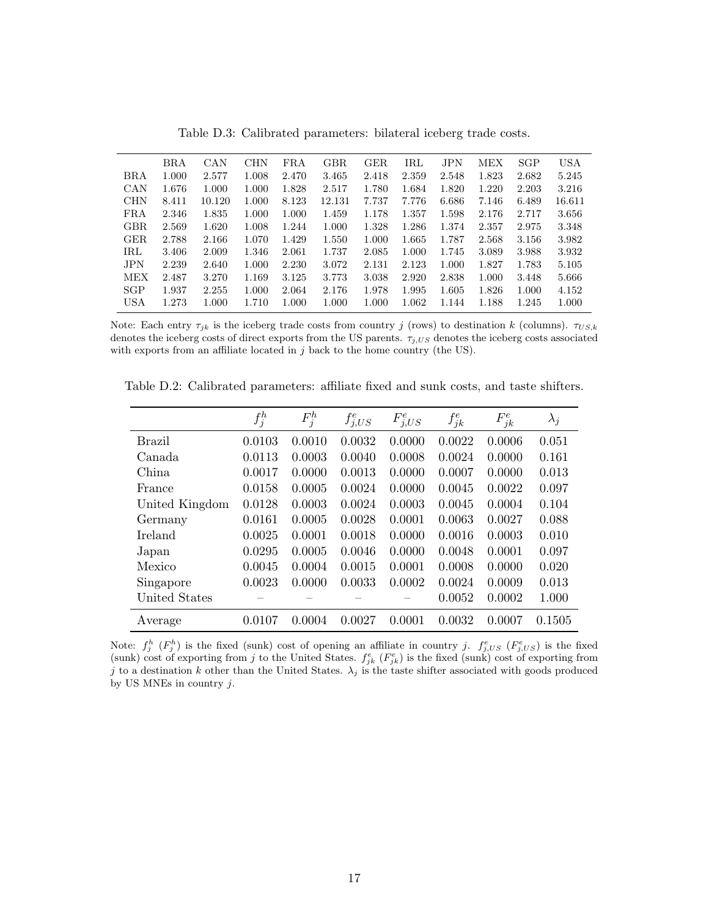Table D.3: Calibrated parameters: bilateral iceberg trade costs.

| | BRA | CAN | CHN | FRA | GBR | GER | IRL | JPN | MEX | SGP | USA |
|---|---|---|---|---|---|---|---|---|---|---|---|
| BRA | 1.000 | 2.577 | 1.008 | 2.470 | 3.465 | 2.418 | 2.359 | 2.548 | 1.823 | 2.682 | 5.245 |
| CAN | 1.676 | 1.000 | 1.000 | 1.828 | 2.517 | 1.780 | 1.684 | 1.820 | 1.220 | 2.203 | 3.216 |
| CHN | 8.411 | 10.120 | 1.000 | 8.123 | 12.131 | 7.737 | 7.776 | 6.686 | 7.146 | 6.489 | 16.611 |
| FRA | 2.346 | 1.835 | 1.000 | 1.000 | 1.459 | 1.178 | 1.357 | 1.598 | 2.176 | 2.717 | 3.656 |
| GBR | 2.569 | 1.620 | 1.008 | 1.244 | 1.000 | 1.328 | 1.286 | 1.374 | 2.357 | 2.975 | 3.348 |
| GER | 2.788 | 2.166 | 1.070 | 1.429 | 1.550 | 1.000 | 1.665 | 1.787 | 2.568 | 3.156 | 3.982 |
| IRL | 3.406 | 2.009 | 1.346 | 2.061 | 1.737 | 2.085 | 1.000 | 1.745 | 3.089 | 3.988 | 3.932 |
| JPN | 2.239 | 2.640 | 1.000 | 2.230 | 3.072 | 2.131 | 2.123 | 1.000 | 1.827 | 1.783 | 5.105 |
| MEX | 2.487 | 3.270 | 1.169 | 3.125 | 3.773 | 3.038 | 2.920 | 2.838 | 1.000 | 3.448 | 5.666 |
| SGP | 1.937 | 2.255 | 1.000 | 2.064 | 2.176 | 1.978 | 1.995 | 1.605 | 1.826 | 1.000 | 4.152 |
| USA | 1.273 | 1.000 | 1.710 | 1.000 | 1.000 | 1.000 | 1.062 | 1.144 | 1.188 | 1.245 | 1.000 |

Note: Each entry $\tau_{jk}$ is the iceberg trade costs from country $j$ (rows) to destination $k$ (columns). $\tau_{US,k}$ denotes the iceberg costs of direct exports from the US parents. $\tau_{j,US}$ denotes the iceberg costs associated with exports from an affiliate located in $j$ back to the home country (the US).

Table D.2: Calibrated parameters: affiliate fixed and sunk costs, and taste shifters.

| | $f_j^h$ | $F_j^h$ | $f_{j,US}^e$ | $F_{j,US}^e$ | $f_{jk}^e$ | $F_{jk}^e$ | $\lambda_j$ |
|---|---|---|---|---|---|---|---|
| Brazil | 0.0103 | 0.0010 | 0.0032 | 0.0000 | 0.0022 | 0.0006 | 0.051 |
| Canada | 0.0113 | 0.0003 | 0.0040 | 0.0008 | 0.0024 | 0.0000 | 0.161 |
| China | 0.0017 | 0.0000 | 0.0013 | 0.0000 | 0.0007 | 0.0000 | 0.013 |
| France | 0.0158 | 0.0005 | 0.0024 | 0.0000 | 0.0045 | 0.0022 | 0.097 |
| United Kingdom | 0.0128 | 0.0003 | 0.0024 | 0.0003 | 0.0045 | 0.0004 | 0.104 |
| Germany | 0.0161 | 0.0005 | 0.0028 | 0.0001 | 0.0063 | 0.0027 | 0.088 |
| Ireland | 0.0025 | 0.0001 | 0.0018 | 0.0000 | 0.0016 | 0.0003 | 0.010 |
| Japan | 0.0295 | 0.0005 | 0.0046 | 0.0000 | 0.0048 | 0.0001 | 0.097 |
| Mexico | 0.0045 | 0.0004 | 0.0015 | 0.0001 | 0.0008 | 0.0000 | 0.020 |
| Singapore | 0.0023 | 0.0000 | 0.0033 | 0.0002 | 0.0024 | 0.0009 | 0.013 |
| United States | – | – | – | – | 0.0052 | 0.0002 | 1.000 |
| Average | 0.0107 | 0.0004 | 0.0027 | 0.0001 | 0.0032 | 0.0007 | 0.1505 |

Note: $f_j^h$ ($F_j^h$) is the fixed (sunk) cost of opening an affiliate in country $j$. $f_{j,US}^e$ ($F_{j,US}^e$) is the fixed (sunk) cost of exporting from $j$ to the United States. $f_{jk}^e$ ($F_{jk}^e$) is the fixed (sunk) cost of exporting from $j$ to a destination $k$ other than the United States. $\lambda_j$ is the taste shifter associated with goods produced by US MNEs in country $j$.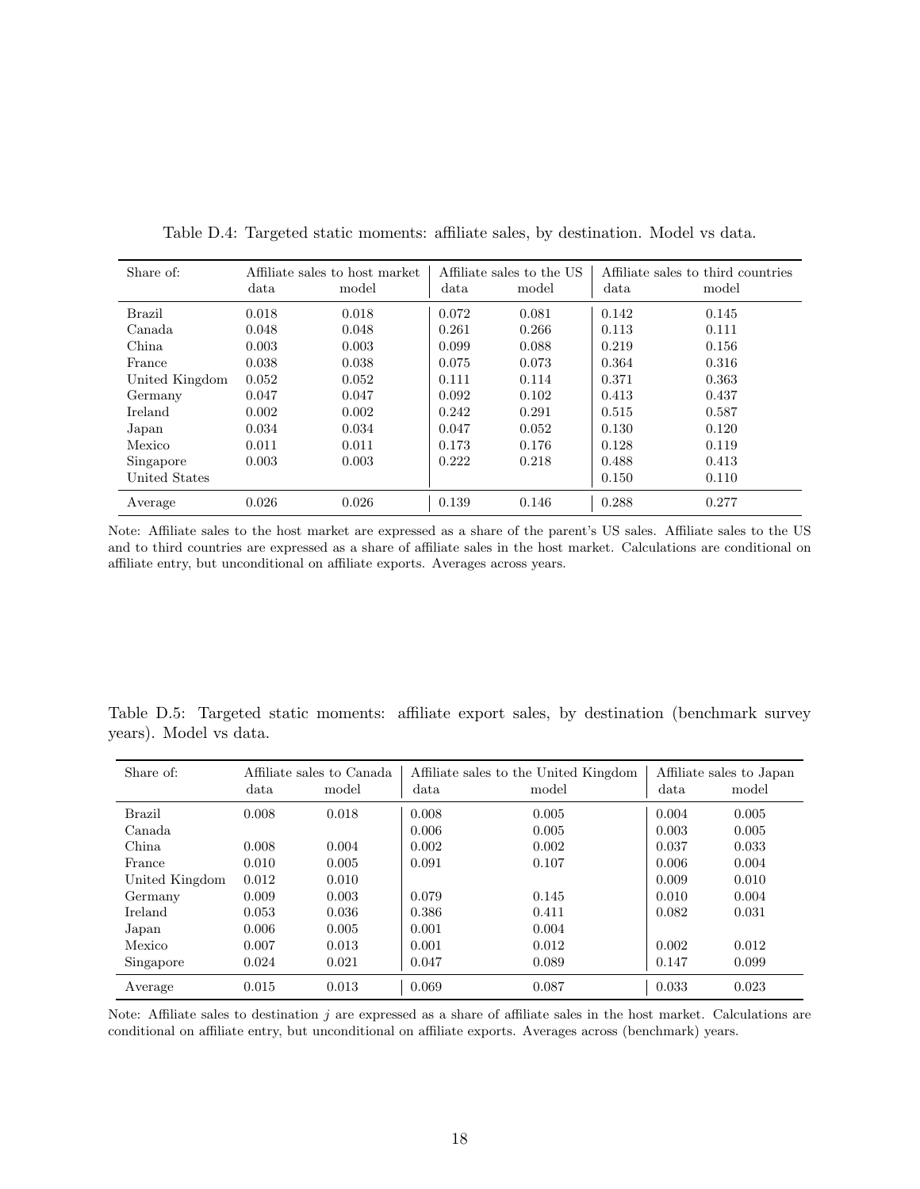Table D.4: Targeted static moments: affiliate sales, by destination. Model vs data.

| Share of: | Affiliate sales to host market | | Affiliate sales to the US | | Affiliate sales to third countries | |
|---|---|---|---|---|---|---|
| | data | model | data | model | data | model |
| Brazil | 0.018 | 0.018 | 0.072 | 0.081 | 0.142 | 0.145 |
| Canada | 0.048 | 0.048 | 0.261 | 0.266 | 0.113 | 0.111 |
| China | 0.003 | 0.003 | 0.099 | 0.088 | 0.219 | 0.156 |
| France | 0.038 | 0.038 | 0.075 | 0.073 | 0.364 | 0.316 |
| United Kingdom | 0.052 | 0.052 | 0.111 | 0.114 | 0.371 | 0.363 |
| Germany | 0.047 | 0.047 | 0.092 | 0.102 | 0.413 | 0.437 |
| Ireland | 0.002 | 0.002 | 0.242 | 0.291 | 0.515 | 0.587 |
| Japan | 0.034 | 0.034 | 0.047 | 0.052 | 0.130 | 0.120 |
| Mexico | 0.011 | 0.011 | 0.173 | 0.176 | 0.128 | 0.119 |
| Singapore | 0.003 | 0.003 | 0.222 | 0.218 | 0.488 | 0.413 |
| United States | | | | | 0.150 | 0.110 |
| Average | 0.026 | 0.026 | 0.139 | 0.146 | 0.288 | 0.277 |

Note: Affiliate sales to the host market are expressed as a share of the parent's US sales. Affiliate sales to the US and to third countries are expressed as a share of affiliate sales in the host market. Calculations are conditional on affiliate entry, but unconditional on affiliate exports. Averages across years.

Table D.5: Targeted static moments: affiliate export sales, by destination (benchmark survey years). Model vs data.

| Share of: | Affiliate sales to Canada | | Affiliate sales to the United Kingdom | | Affiliate sales to Japan | |
|---|---|---|---|---|---|---|
| | data | model | data | model | data | model |
| Brazil | 0.008 | 0.018 | 0.008 | 0.005 | 0.004 | 0.005 |
| Canada | | | 0.006 | 0.005 | 0.003 | 0.005 |
| China | 0.008 | 0.004 | 0.002 | 0.002 | 0.037 | 0.033 |
| France | 0.010 | 0.005 | 0.091 | 0.107 | 0.006 | 0.004 |
| United Kingdom | 0.012 | 0.010 | | | 0.009 | 0.010 |
| Germany | 0.009 | 0.003 | 0.079 | 0.145 | 0.010 | 0.004 |
| Ireland | 0.053 | 0.036 | 0.386 | 0.411 | 0.082 | 0.031 |
| Japan | 0.006 | 0.005 | 0.001 | 0.004 | | |
| Mexico | 0.007 | 0.013 | 0.001 | 0.012 | 0.002 | 0.012 |
| Singapore | 0.024 | 0.021 | 0.047 | 0.089 | 0.147 | 0.099 |
| Average | 0.015 | 0.013 | 0.069 | 0.087 | 0.033 | 0.023 |

Note: Affiliate sales to destination $j$ are expressed as a share of affiliate sales in the host market. Calculations are conditional on affiliate entry, but unconditional on affiliate exports. Averages across (benchmark) years.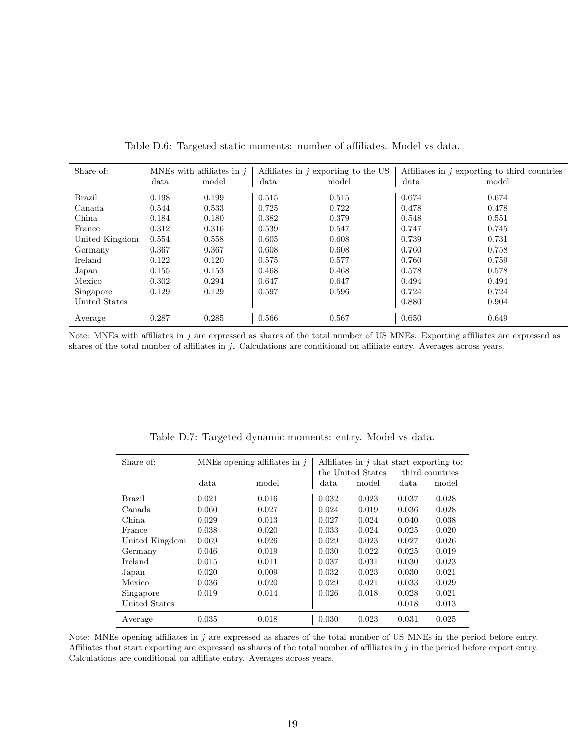Table D.6: Targeted static moments: number of affiliates. Model vs data.

| Share of: | MNEs with affiliates in $j$ | | Affiliates in $j$ exporting to the US | | Affiliates in $j$ exporting to third countries | |
|---|---|---|---|---|---|---|
| | data | model | data | model | data | model |
| Brazil | 0.198 | 0.199 | 0.515 | 0.515 | 0.674 | 0.674 |
| Canada | 0.544 | 0.533 | 0.725 | 0.722 | 0.478 | 0.478 |
| China | 0.184 | 0.180 | 0.382 | 0.379 | 0.548 | 0.551 |
| France | 0.312 | 0.316 | 0.539 | 0.547 | 0.747 | 0.745 |
| United Kingdom | 0.554 | 0.558 | 0.605 | 0.608 | 0.739 | 0.731 |
| Germany | 0.367 | 0.367 | 0.608 | 0.608 | 0.760 | 0.758 |
| Ireland | 0.122 | 0.120 | 0.575 | 0.577 | 0.760 | 0.759 |
| Japan | 0.155 | 0.153 | 0.468 | 0.468 | 0.578 | 0.578 |
| Mexico | 0.302 | 0.294 | 0.647 | 0.647 | 0.494 | 0.494 |
| Singapore | 0.129 | 0.129 | 0.597 | 0.596 | 0.724 | 0.724 |
| United States | | | | | 0.880 | 0.904 |
| Average | 0.287 | 0.285 | 0.566 | 0.567 | 0.650 | 0.649 |

Note: MNEs with affiliates in $j$ are expressed as shares of the total number of US MNEs. Exporting affiliates are expressed as shares of the total number of affiliates in $j$. Calculations are conditional on affiliate entry. Averages across years.

Table D.7: Targeted dynamic moments: entry. Model vs data.

| Share of: | MNEs opening affiliates in $j$ | | Affiliates in $j$ that start exporting to: | | | |
|---|---|---|---|---|---|---|
| | | | the United States | | third countries | |
| | data | model | data | model | data | model |
| Brazil | 0.021 | 0.016 | 0.032 | 0.023 | 0.037 | 0.028 |
| Canada | 0.060 | 0.027 | 0.024 | 0.019 | 0.036 | 0.028 |
| China | 0.029 | 0.013 | 0.027 | 0.024 | 0.040 | 0.038 |
| France | 0.038 | 0.020 | 0.033 | 0.024 | 0.025 | 0.020 |
| United Kingdom | 0.069 | 0.026 | 0.029 | 0.023 | 0.027 | 0.026 |
| Germany | 0.046 | 0.019 | 0.030 | 0.022 | 0.025 | 0.019 |
| Ireland | 0.015 | 0.011 | 0.037 | 0.031 | 0.030 | 0.023 |
| Japan | 0.020 | 0.009 | 0.032 | 0.023 | 0.030 | 0.021 |
| Mexico | 0.036 | 0.020 | 0.029 | 0.021 | 0.033 | 0.029 |
| Singapore | 0.019 | 0.014 | 0.026 | 0.018 | 0.028 | 0.021 |
| United States | | | | | 0.018 | 0.013 |
| Average | 0.035 | 0.018 | 0.030 | 0.023 | 0.031 | 0.025 |

Note: MNEs opening affiliates in $j$ are expressed as shares of the total number of US MNEs in the period before entry. Affiliates that start exporting are expressed as shares of the total number of affiliates in $j$ in the period before export entry. Calculations are conditional on affiliate entry. Averages across years.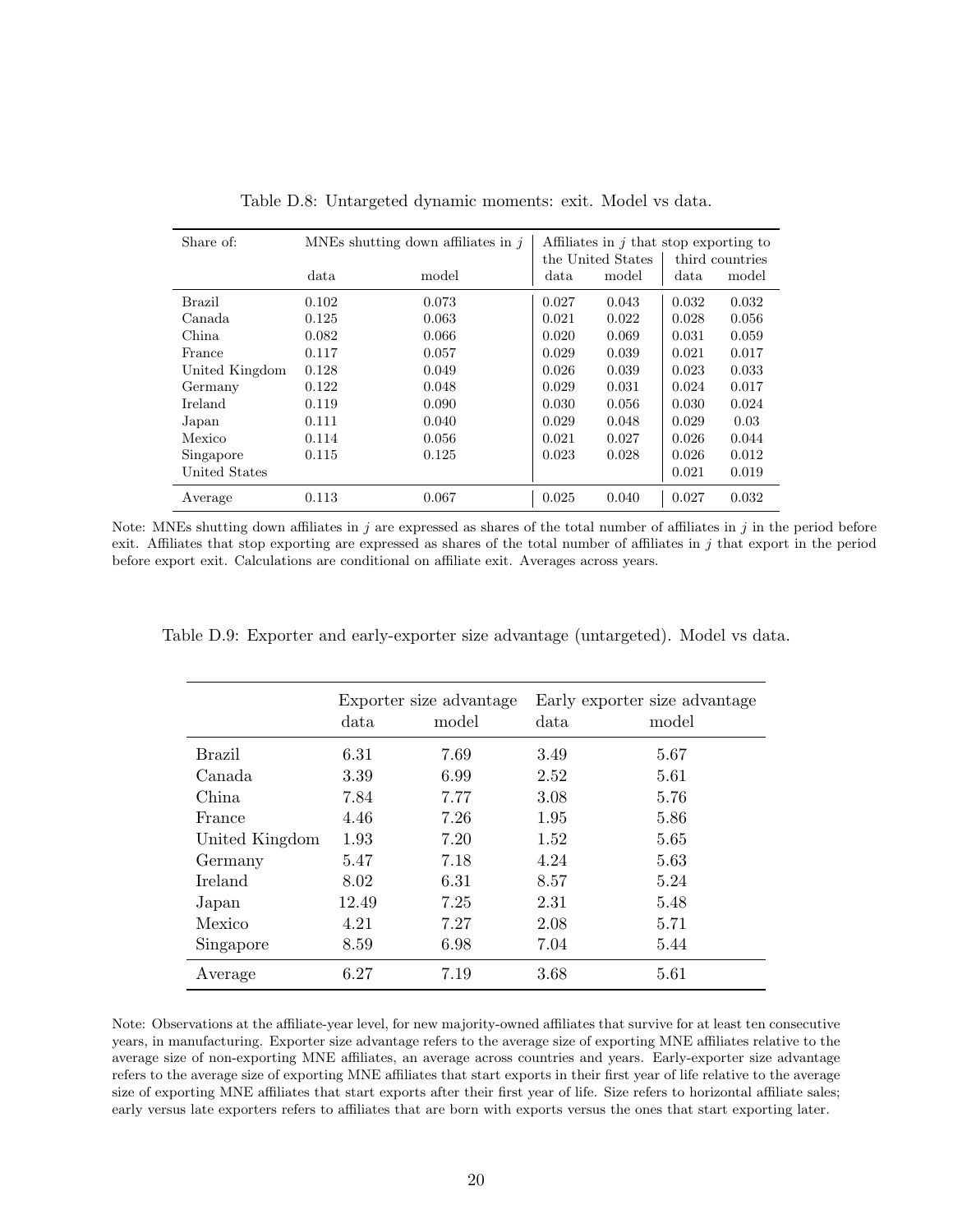Table D.8: Untargeted dynamic moments: exit. Model vs data.

| Share of: | MNEs shutting down affiliates in $j$ | | Affiliates in $j$ that stop exporting to the United States | | third countries | |
|---|---|---|---|---|---|---|
| | data | model | data | model | data | model |
| Brazil | 0.102 | 0.073 | 0.027 | 0.043 | 0.032 | 0.032 |
| Canada | 0.125 | 0.063 | 0.021 | 0.022 | 0.028 | 0.056 |
| China | 0.082 | 0.066 | 0.020 | 0.069 | 0.031 | 0.059 |
| France | 0.117 | 0.057 | 0.029 | 0.039 | 0.021 | 0.017 |
| United Kingdom | 0.128 | 0.049 | 0.026 | 0.039 | 0.023 | 0.033 |
| Germany | 0.122 | 0.048 | 0.029 | 0.031 | 0.024 | 0.017 |
| Ireland | 0.119 | 0.090 | 0.030 | 0.056 | 0.030 | 0.024 |
| Japan | 0.111 | 0.040 | 0.029 | 0.048 | 0.029 | 0.03 |
| Mexico | 0.114 | 0.056 | 0.021 | 0.027 | 0.026 | 0.044 |
| Singapore | 0.115 | 0.125 | 0.023 | 0.028 | 0.026 | 0.012 |
| United States | | | | | 0.021 | 0.019 |
| Average | 0.113 | 0.067 | 0.025 | 0.040 | 0.027 | 0.032 |

Note: MNEs shutting down affiliates in $j$ are expressed as shares of the total number of affiliates in $j$ in the period before exit. Affiliates that stop exporting are expressed as shares of the total number of affiliates in $j$ that export in the period before export exit. Calculations are conditional on affiliate exit. Averages across years.

Table D.9: Exporter and early-exporter size advantage (untargeted). Model vs data.

| | Exporter size advantage | | Early exporter size advantage | |
|---|---|---|---|---|
| | data | model | data | model |
| Brazil | 6.31 | 7.69 | 3.49 | 5.67 |
| Canada | 3.39 | 6.99 | 2.52 | 5.61 |
| China | 7.84 | 7.77 | 3.08 | 5.76 |
| France | 4.46 | 7.26 | 1.95 | 5.86 |
| United Kingdom | 1.93 | 7.20 | 1.52 | 5.65 |
| Germany | 5.47 | 7.18 | 4.24 | 5.63 |
| Ireland | 8.02 | 6.31 | 8.57 | 5.24 |
| Japan | 12.49 | 7.25 | 2.31 | 5.48 |
| Mexico | 4.21 | 7.27 | 2.08 | 5.71 |
| Singapore | 8.59 | 6.98 | 7.04 | 5.44 |
| Average | 6.27 | 7.19 | 3.68 | 5.61 |

Note: Observations at the affiliate-year level, for new majority-owned affiliates that survive for at least ten consecutive years, in manufacturing. Exporter size advantage refers to the average size of exporting MNE affiliates relative to the average size of non-exporting MNE affiliates, an average across countries and years. Early-exporter size advantage refers to the average size of exporting MNE affiliates that start exports in their first year of life relative to the average size of exporting MNE affiliates that start exports after their first year of life. Size refers to horizontal affiliate sales; early versus late exporters refers to affiliates that are born with exports versus the ones that start exporting later.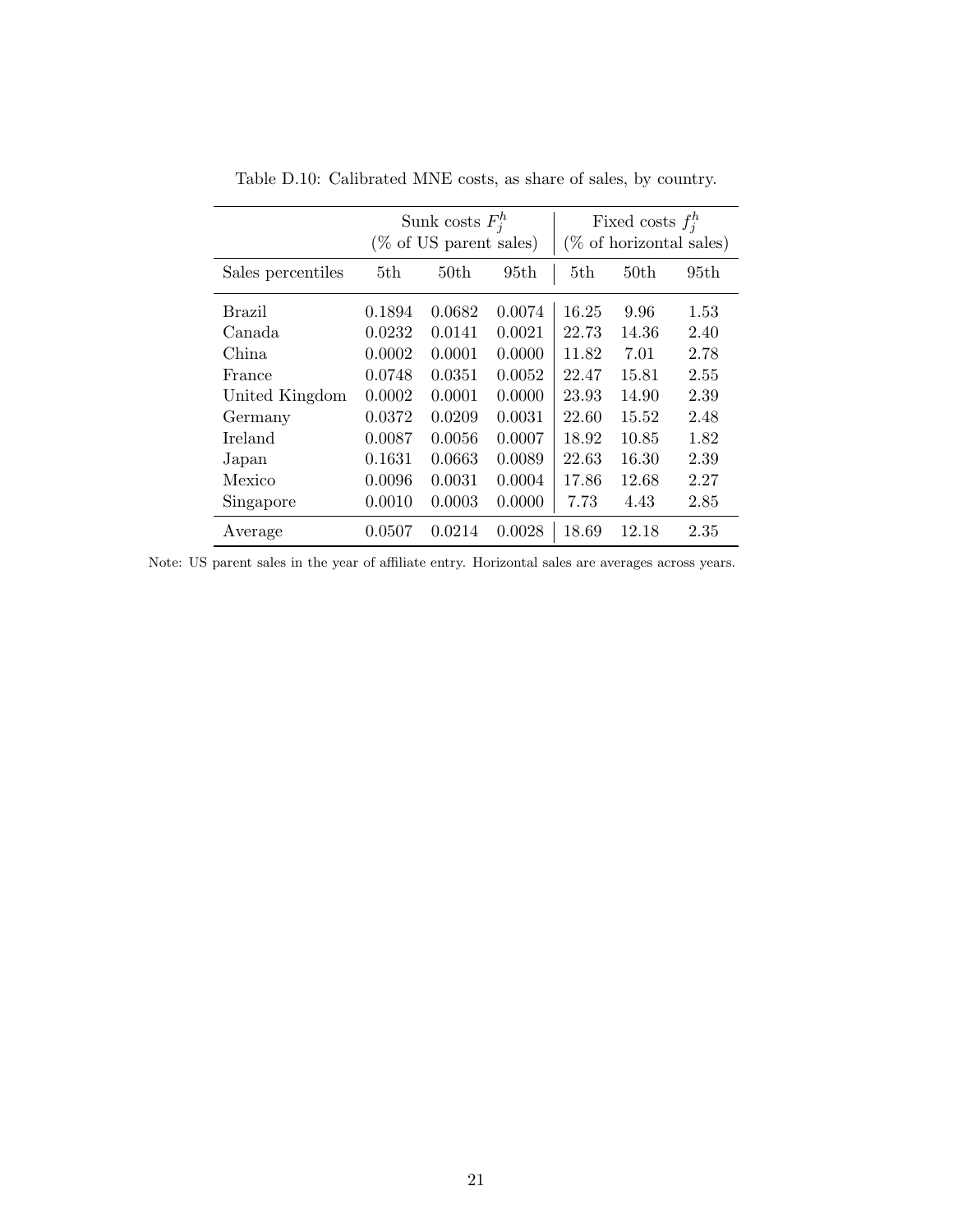Table D.10: Calibrated MNE costs, as share of sales, by country.

| | Sunk costs $F_j^h$ (% of US parent sales) | | | Fixed costs $f_j^h$ (% of horizontal sales) | | |
|---|---|---|---|---|---|---|
| Sales percentiles | 5th | 50th | 95th | 5th | 50th | 95th |
| Brazil | 0.1894 | 0.0682 | 0.0074 | 16.25 | 9.96 | 1.53 |
| Canada | 0.0232 | 0.0141 | 0.0021 | 22.73 | 14.36 | 2.40 |
| China | 0.0002 | 0.0001 | 0.0000 | 11.82 | 7.01 | 2.78 |
| France | 0.0748 | 0.0351 | 0.0052 | 22.47 | 15.81 | 2.55 |
| United Kingdom | 0.0002 | 0.0001 | 0.0000 | 23.93 | 14.90 | 2.39 |
| Germany | 0.0372 | 0.0209 | 0.0031 | 22.60 | 15.52 | 2.48 |
| Ireland | 0.0087 | 0.0056 | 0.0007 | 18.92 | 10.85 | 1.82 |
| Japan | 0.1631 | 0.0663 | 0.0089 | 22.63 | 16.30 | 2.39 |
| Mexico | 0.0096 | 0.0031 | 0.0004 | 17.86 | 12.68 | 2.27 |
| Singapore | 0.0010 | 0.0003 | 0.0000 | 7.73 | 4.43 | 2.85 |
| Average | 0.0507 | 0.0214 | 0.0028 | 18.69 | 12.18 | 2.35 |

Note: US parent sales in the year of affiliate entry. Horizontal sales are averages across years.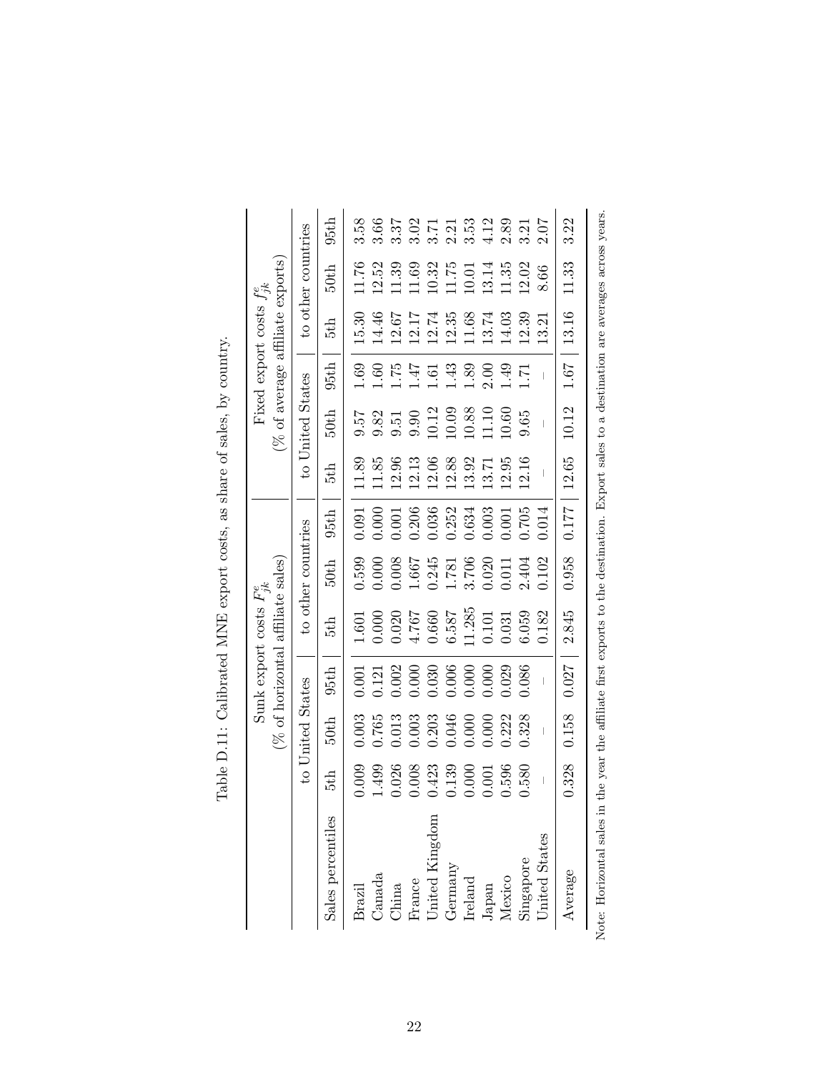Table D.11: Calibrated MNE export costs, as share of sales, by country.

| | Sunk export costs $F^e_{jk}$ (% of horizontal affiliate sales) | | | | | | Fixed export costs $f^e_{jk}$ (% of average affiliate exports) | | | | | |
|---|---|---|---|---|---|---|---|---|---|---|---|---|
| | to United States | | | to other countries | | | to United States | | | to other countries | | |
| Sales percentiles | 5th | 50th | 95th | 5th | 50th | 95th | 5th | 50th | 95th | 5th | 50th | 95th |
| Brazil | 0.009 | 0.003 | 0.001 | 1.601 | 0.599 | 0.091 | 11.89 | 9.57 | 1.69 | 15.30 | 11.76 | 3.58 |
| Canada | 1.499 | 0.765 | 0.121 | 0.000 | 0.000 | 0.000 | 11.85 | 9.82 | 1.60 | 14.46 | 12.52 | 3.66 |
| China | 0.026 | 0.013 | 0.002 | 0.020 | 0.008 | 0.001 | 12.96 | 9.51 | 1.75 | 12.67 | 11.39 | 3.37 |
| France | 0.008 | 0.003 | 0.000 | 4.767 | 1.667 | 0.206 | 12.13 | 9.90 | 1.47 | 12.17 | 11.69 | 3.02 |
| United Kingdom | 0.423 | 0.203 | 0.030 | 0.660 | 0.245 | 0.036 | 12.06 | 10.12 | 1.61 | 12.74 | 10.32 | 3.71 |
| Germany | 0.139 | 0.046 | 0.006 | 6.587 | 1.781 | 0.252 | 12.88 | 10.09 | 1.43 | 12.35 | 11.75 | 2.21 |
| Ireland | 0.000 | 0.000 | 0.000 | 11.285 | 3.706 | 0.634 | 13.92 | 10.88 | 1.89 | 11.68 | 10.01 | 3.53 |
| Japan | 0.001 | 0.000 | 0.000 | 0.101 | 0.020 | 0.003 | 13.71 | 11.10 | 2.00 | 13.74 | 13.14 | 4.12 |
| Mexico | 0.596 | 0.222 | 0.029 | 0.031 | 0.011 | 0.001 | 12.95 | 10.60 | 1.49 | 14.03 | 11.35 | 2.89 |
| Singapore | 0.580 | 0.328 | 0.086 | 6.059 | 2.404 | 0.705 | 12.16 | 9.65 | 1.71 | 12.39 | 12.02 | 3.21 |
| United States | – | – | – | 0.182 | 0.102 | 0.014 | – | – | – | 13.21 | 8.66 | 2.07 |
| Average | 0.328 | 0.158 | 0.027 | 2.845 | 0.958 | 0.177 | 12.65 | 10.12 | 1.67 | 13.16 | 11.33 | 3.22 |

Note: Horizontal sales in the year the affiliate first exports to the destination. Export sales to a destination are averages across years.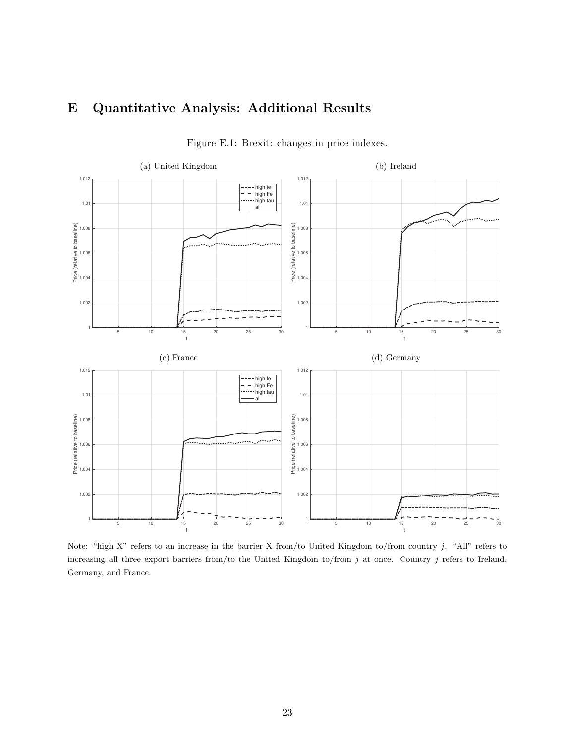# E Quantitative Analysis: Additional Results

Figure E.1: Brexit: changes in price indexes.

(a) United Kingdom

(b) Ireland

(c) France

(d) Germany

Note: "high X" refers to an increase in the barrier X from/to United Kingdom to/from country $j$. "All" refers to increasing all three export barriers from/to the United Kingdom to/from $j$ at once. Country $j$ refers to Ireland, Germany, and France.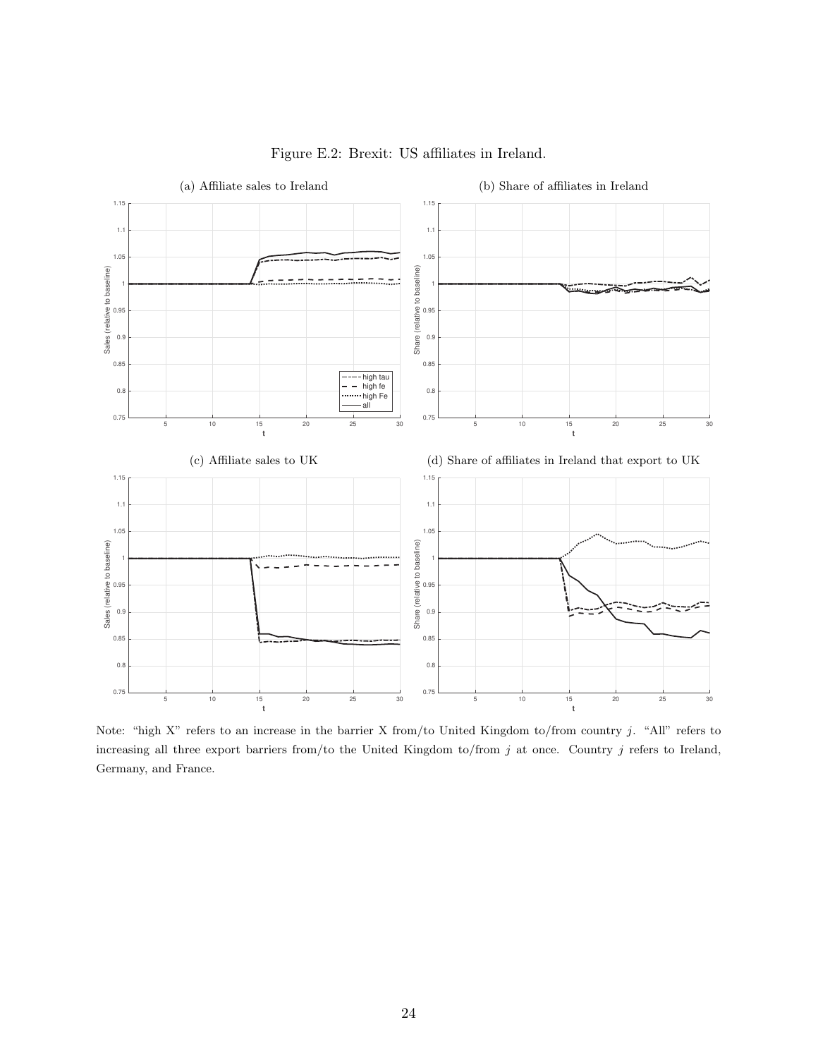Figure E.2: Brexit: US affiliates in Ireland.

(a) Affiliate sales to Ireland

(b) Share of affiliates in Ireland

(c) Affiliate sales to UK

(d) Share of affiliates in Ireland that export to UK

Note: "high X" refers to an increase in the barrier X from/to United Kingdom to/from country $j$. "All" refers to increasing all three export barriers from/to the United Kingdom to/from $j$ at once. Country $j$ refers to Ireland, Germany, and France.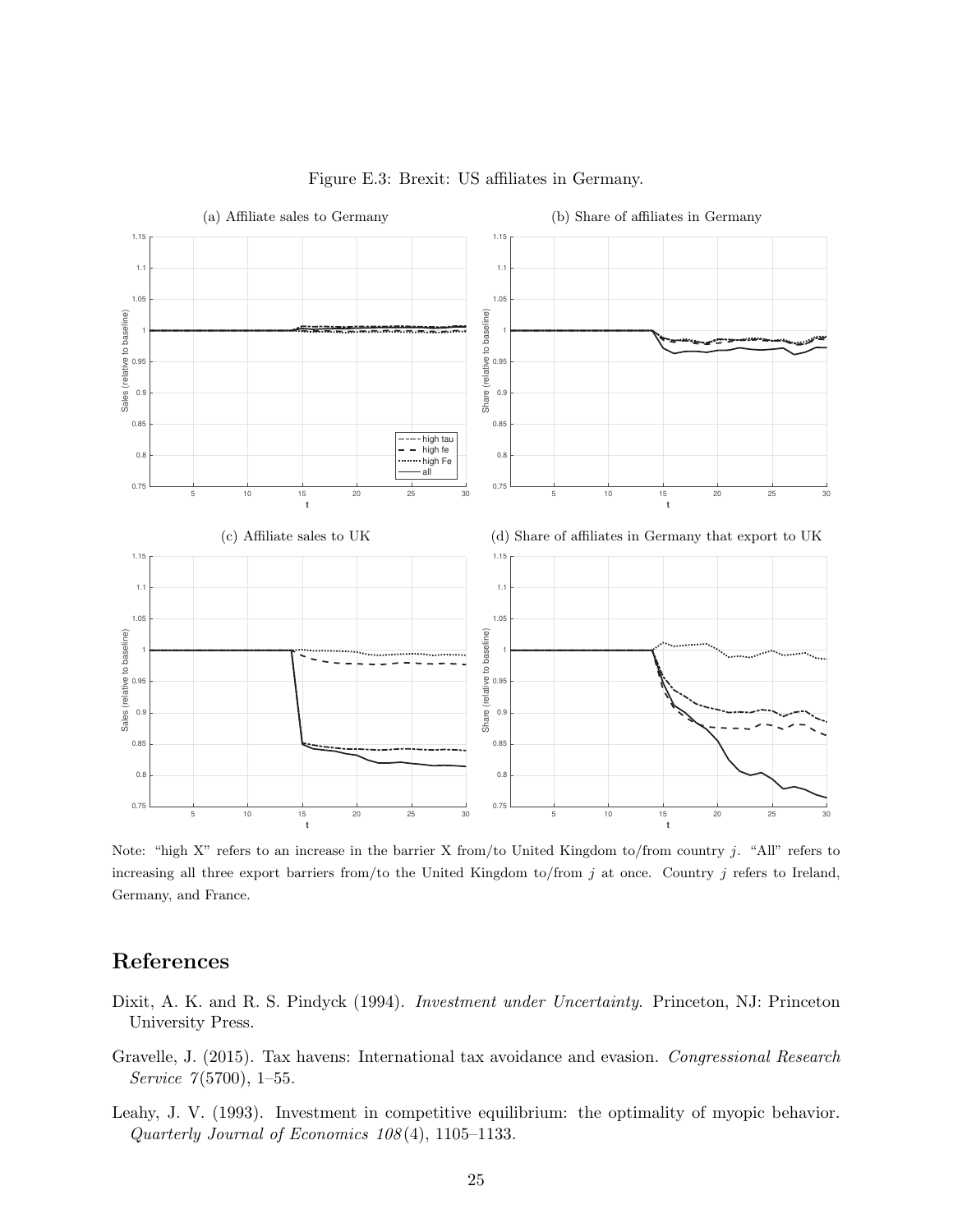Figure E.3: Brexit: US affiliates in Germany.

(a) Affiliate sales to Germany

Sales (relative to baseline)

1.15
1.1
1.05
1
0.95
0.9
0.85
0.8
0.75

5 10 15 20 25 30

t

high tau
high fe
high Fe
all

(b) Share of affiliates in Germany

Share (relative to baseline)

1.15
1.1
1.05
1
0.95
0.9
0.85
0.8
0.75

5 10 15 20 25 30

t

(c) Affiliate sales to UK

Sales (relative to baseline)

1.15
1.1
1.05
1
0.95
0.9
0.85
0.8
0.75

5 10 15 20 25 30

t

(d) Share of affiliates in Germany that export to UK

Share (relative to baseline)

1.15
1.1
1.05
1
0.95
0.9
0.85
0.8
0.75

5 10 15 20 25 30

t

Note: "high X" refers to an increase in the barrier X from/to United Kingdom to/from country $j$. "All" refers to increasing all three export barriers from/to the United Kingdom to/from $j$ at once. Country $j$ refers to Ireland, Germany, and France.

## References

Dixit, A. K. and R. S. Pindyck (1994). *Investment under Uncertainty*. Princeton, NJ: Princeton University Press.

Gravelle, J. (2015). Tax havens: International tax avoidance and evasion. *Congressional Research Service 7*(5700), 1–55.

Leahy, J. V. (1993). Investment in competitive equilibrium: the optimality of myopic behavior. *Quarterly Journal of Economics 108*(4), 1105–1133.